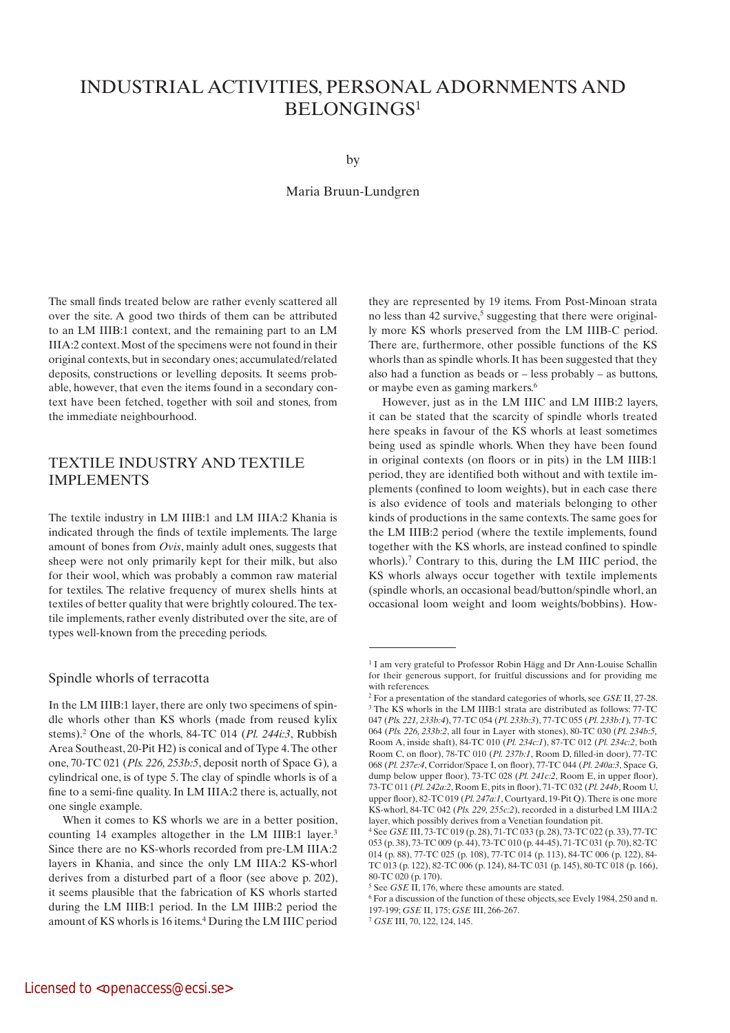# INDUSTRIAL ACTIVITIES, PERSONAL ADORNMENTS AND BELONGINGS[1]

by

Maria Bruun-Lundgren

The small finds treated below are rather evenly scattered all over the site. A good two thirds of them can be attributed to an LM IIIB:1 context, and the remaining part to an LM IIIA:2 context. Most of the specimens were not found in their original contexts, but in secondary ones; accumulated/related deposits, constructions or levelling deposits. It seems probable, however, that even the items found in a secondary context have been fetched, together with soil and stones, from the immediate neighbourhood.

## TEXTILE INDUSTRY AND TEXTILE IMPLEMENTS

The textile industry in LM IIIB:1 and LM IIIA:2 Khania is indicated through the finds of textile implements. The large amount of bones from *Ovis*, mainly adult ones, suggests that sheep were not only primarily kept for their milk, but also for their wool, which was probably a common raw material for textiles. The relative frequency of murex shells hints at textiles of better quality that were brightly coloured. The textile implements, rather evenly distributed over the site, are of types well-known from the preceding periods.

### Spindle whorls of terracotta

In the LM IIIB:1 layer, there are only two specimens of spindle whorls other than KS whorls (made from reused kylix stems).[2] One of the whorls, 84-TC 014 (*Pl. 244i:3*, Rubbish Area Southeast, 20-Pit H2) is conical and of Type 4. The other one, 70-TC 021 (*Pls. 226, 253b:5*, deposit north of Space G), a cylindrical one, is of type 5. The clay of spindle whorls is of a fine to a semi-fine quality. In LM IIIA:2 there is, actually, not one single example.

When it comes to KS whorls we are in a better position, counting 14 examples altogether in the LM IIIB:1 layer.[3] Since there are no KS-whorls recorded from pre-LM IIIA:2 layers in Khania, and since the only LM IIIA:2 KS-whorl derives from a disturbed part of a floor (see above p. 202), it seems plausible that the fabrication of KS whorls started during the LM IIIB:1 period. In the LM IIIB:2 period the amount of KS whorls is 16 items.[4] During the LM IIIC period they are represented by 19 items. From Post-Minoan strata no less than 42 survive,[5] suggesting that there were originally more KS whorls preserved from the LM IIIB-C period. There are, furthermore, other possible functions of the KS whorls than as spindle whorls. It has been suggested that they also had a function as beads or – less probably – as buttons, or maybe even as gaming markers.[6]

However, just as in the LM IIIC and LM IIIB:2 layers, it can be stated that the scarcity of spindle whorls treated here speaks in favour of the KS whorls at least sometimes being used as spindle whorls. When they have been found in original contexts (on floors or in pits) in the LM IIIB:1 period, they are identified both without and with textile implements (confined to loom weights), but in each case there is also evidence of tools and materials belonging to other kinds of productions in the same contexts. The same goes for the LM IIIB:2 period (where the textile implements, found together with the KS whorls, are instead confined to spindle whorls).[7] Contrary to this, during the LM IIIC period, the KS whorls always occur together with textile implements (spindle whorls, an occasional bead/button/spindle whorl, an occasional loom weight and loom weights/bobbins). How-

---

[1] I am very grateful to Professor Robin Hägg and Dr Ann-Louise Schallin for their generous support, for fruitful discussions and for providing me with references.

[2] For a presentation of the standard categories of whorls, see *GSE* II, 27-28.

[3] The KS whorls in the LM IIIB:1 strata are distributed as follows: 77-TC 047 (*Pls. 221, 233b:4*), 77-TC 054 (*Pl. 233b:3*), 77-TC 055 (*Pl. 233b:1*), 77-TC 064 (*Pls. 226, 233b:2*, all four in Layer with stones), 80-TC 030 (*Pl. 234b:5*, Room A, inside shaft), 84-TC 010 (*Pl. 234c:1*), 87-TC 012 (*Pl. 234c:2*, both Room C, on floor), 78-TC 010 (*Pl. 237b:1*, Room D, filled-in door), 77-TC 068 (*Pl. 237e:4*, Corridor/Space I, on floor), 77-TC 044 (*Pl. 240a:3*, Space G, dump below upper floor), 73-TC 028 (*Pl. 241c:2*, Room E, in upper floor), 73-TC 011 (*Pl. 242a:2*, Room E, pits in floor), 71-TC 032 (*Pl. 244b*, Room U, upper floor), 82-TC 019 (*Pl. 247a:1*, Courtyard, 19-Pit Q). There is one more KS-whorl, 84-TC 042 (*Pls. 229, 255c:2*), recorded in a disturbed LM IIIA:2 layer, which possibly derives from a Venetian foundation pit.

[4] See *GSE* III, 73-TC 019 (p. 28), 71-TC 033 (p. 28), 73-TC 022 (p. 33), 77-TC 053 (p. 38), 73-TC 009 (p. 44), 73-TC 010 (p. 44-45), 71-TC 031 (p. 70), 82-TC 014 (p. 88), 77-TC 025 (p. 108), 77-TC 014 (p. 113), 84-TC 006 (p. 122), 84-TC 013 (p. 122), 82-TC 006 (p. 124), 84-TC 031 (p. 145), 80-TC 018 (p. 166), 80-TC 020 (p. 170).

[5] See *GSE* II, 176, where these amounts are stated.

[6] For a discussion of the function of these objects, see Evely 1984, 250 and n. 197-199; *GSE* II, 175; *GSE* III, 266-267.

[7] *GSE* III, 70, 122, 124, 145.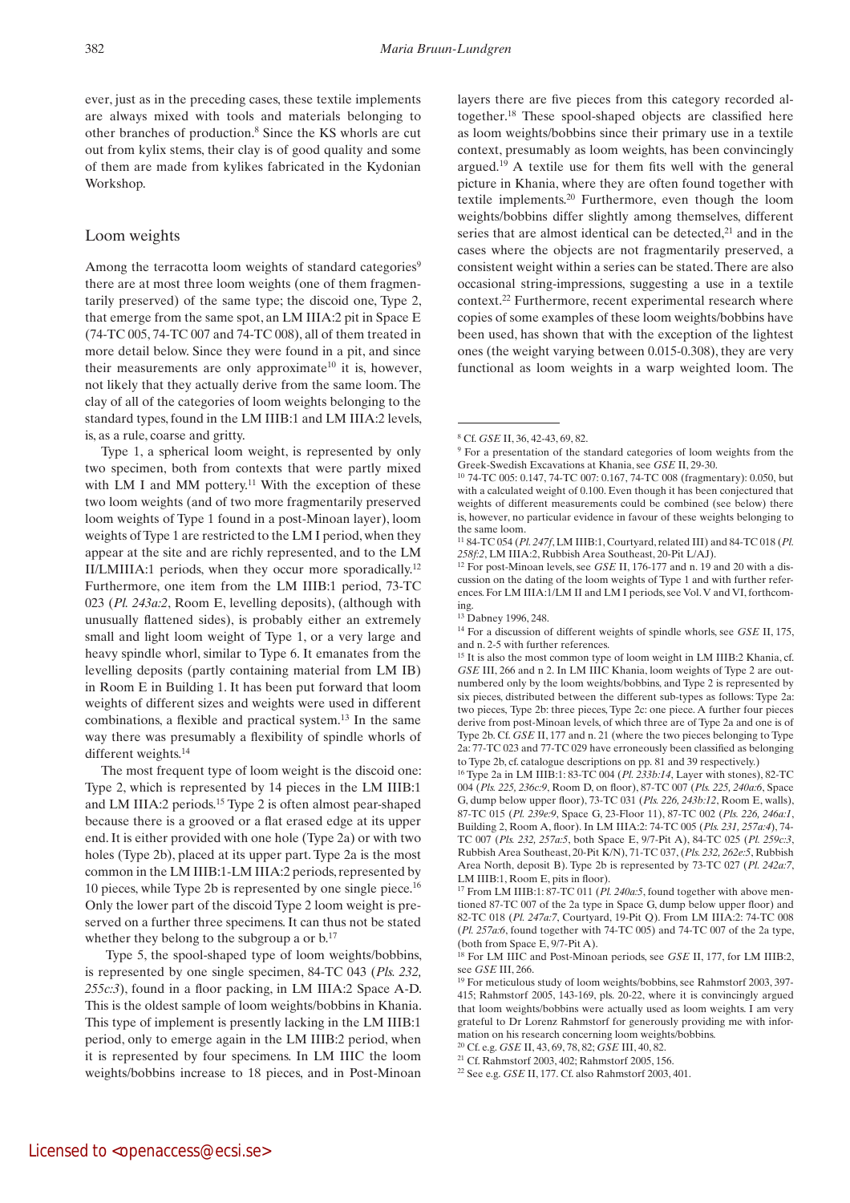ever, just as in the preceding cases, these textile implements are always mixed with tools and materials belonging to other branches of production.[8] Since the KS whorls are cut out from kylix stems, their clay is of good quality and some of them are made from kylikes fabricated in the Kydonian Workshop.

## Loom weights

Among the terracotta loom weights of standard categories[9] there are at most three loom weights (one of them fragmentarily preserved) of the same type; the discoid one, Type 2, that emerge from the same spot, an LM IIIA:2 pit in Space E (74-TC 005, 74-TC 007 and 74-TC 008), all of them treated in more detail below. Since they were found in a pit, and since their measurements are only approximate[10] it is, however, not likely that they actually derive from the same loom. The clay of all of the categories of loom weights belonging to the standard types, found in the LM IIIB:1 and LM IIIA:2 levels, is, as a rule, coarse and gritty.

Type 1, a spherical loom weight, is represented by only two specimen, both from contexts that were partly mixed with LM I and MM pottery.[11] With the exception of these two loom weights (and of two more fragmentarily preserved loom weights of Type 1 found in a post-Minoan layer), loom weights of Type 1 are restricted to the LM I period, when they appear at the site and are richly represented, and to the LM II/LMIIIA:1 periods, when they occur more sporadically.[12] Furthermore, one item from the LM IIIB:1 period, 73-TC 023 (*Pl. 243a:2*, Room E, levelling deposits), (although with unusually flattened sides), is probably either an extremely small and light loom weight of Type 1, or a very large and heavy spindle whorl, similar to Type 6. It emanates from the levelling deposits (partly containing material from LM IB) in Room E in Building 1. It has been put forward that loom weights of different sizes and weights were used in different combinations, a flexible and practical system.[13] In the same way there was presumably a flexibility of spindle whorls of different weights.[14]

The most frequent type of loom weight is the discoid one: Type 2, which is represented by 14 pieces in the LM IIIB:1 and LM IIIA:2 periods.[15] Type 2 is often almost pear-shaped because there is a grooved or a flat erased edge at its upper end. It is either provided with one hole (Type 2a) or with two holes (Type 2b), placed at its upper part. Type 2a is the most common in the LM IIIB:1-LM IIIA:2 periods, represented by 10 pieces, while Type 2b is represented by one single piece.[16] Only the lower part of the discoid Type 2 loom weight is preserved on a further three specimens. It can thus not be stated whether they belong to the subgroup a or b.[17]

Type 5, the spool-shaped type of loom weights/bobbins, is represented by one single specimen, 84-TC 043 (*Pls. 232, 255c:3*), found in a floor packing, in LM IIIA:2 Space A-D. This is the oldest sample of loom weights/bobbins in Khania. This type of implement is presently lacking in the LM IIIB:1 period, only to emerge again in the LM IIIB:2 period, when it is represented by four specimens. In LM IIIC the loom weights/bobbins increase to 18 pieces, and in Post-Minoan layers there are five pieces from this category recorded altogether.[18] These spool-shaped objects are classified here as loom weights/bobbins since their primary use in a textile context, presumably as loom weights, has been convincingly argued.[19] A textile use for them fits well with the general picture in Khania, where they are often found together with textile implements.[20] Furthermore, even though the loom weights/bobbins differ slightly among themselves, different series that are almost identical can be detected,[21] and in the cases where the objects are not fragmentarily preserved, a consistent weight within a series can be stated. There are also occasional string-impressions, suggesting a use in a textile context.[22] Furthermore, recent experimental research where copies of some examples of these loom weights/bobbins have been used, has shown that with the exception of the lightest ones (the weight varying between 0.015-0.308), they are very functional as loom weights in a warp weighted loom. The

---

[8] Cf. *GSE* II, 36, 42-43, 69, 82.

[9] For a presentation of the standard categories of loom weights from the Greek-Swedish Excavations at Khania, see *GSE* II, 29-30.

[10] 74-TC 005: 0.147, 74-TC 007: 0.167, 74-TC 008 (fragmentary): 0.050, but with a calculated weight of 0.100. Even though it has been conjectured that weights of different measurements could be combined (see below) there is, however, no particular evidence in favour of these weights belonging to the same loom.

[11] 84-TC 054 (*Pl. 247f*, LM IIIB:1, Courtyard, related III) and 84-TC 018 (*Pl. 258f:2*, LM IIIA:2, Rubbish Area Southeast, 20-Pit L/AJ).

[12] For post-Minoan levels, see *GSE* II, 176-177 and n. 19 and 20 with a discussion on the dating of the loom weights of Type 1 and with further references. For LM IIIA:1/LM II and LM I periods, see Vol. V and VI, forthcoming.

[13] Dabney 1996, 248.

[14] For a discussion of different weights of spindle whorls, see *GSE* II, 175, and n. 2-5 with further references.

[15] It is also the most common type of loom weight in LM IIIB:2 Khania, cf. *GSE* III, 266 and n 2. In LM IIIC Khania, loom weights of Type 2 are outnumbered only by the loom weights/bobbins, and Type 2 is represented by six pieces, distributed between the different sub-types as follows: Type 2a: two pieces, Type 2b: three pieces, Type 2c: one piece. A further four pieces derive from post-Minoan levels, of which three are of Type 2a and one is of Type 2b. Cf. *GSE* II, 177 and n. 21 (where the two pieces belonging to Type 2a: 77-TC 023 and 77-TC 029 have erroneously been classified as belonging to Type 2b, cf. catalogue descriptions on pp. 81 and 39 respectively.)

[16] Type 2a in LM IIIB:1: 83-TC 004 (*Pl. 233b:14*, Layer with stones), 82-TC 004 (*Pls. 225, 236c:9*, Room D, on floor), 87-TC 007 (*Pls. 225, 240a:6*, Space G, dump below upper floor), 73-TC 031 (*Pls. 226, 243b:12*, Room E, walls), 87-TC 015 (*Pl. 239e:9*, Space G, 23-Floor 11), 87-TC 002 (*Pls. 226, 246a:1*, Building 2, Room A, floor). In LM IIIA:2: 74-TC 005 (*Pls. 231, 257a:4*), 74-TC 007 (*Pls. 232, 257a:5*, both Space E, 9/7-Pit A), 84-TC 025 (*Pl. 259c:3*, Rubbish Area Southeast, 20-Pit K/N), 71-TC 037, (*Pls. 232, 262e:5*, Rubbish Area North, deposit B). Type 2b is represented by 73-TC 027 (*Pl. 242a:7*, LM IIIB:1, Room E, pits in floor).

[17] From LM IIIB:1: 87-TC 011 (*Pl. 240a:5*, found together with above mentioned 87-TC 007 of the 2a type in Space G, dump below upper floor) and 82-TC 018 (*Pl. 247a:7*, Courtyard, 19-Pit Q). From LM IIIA:2: 74-TC 008 (*Pl. 257a:6*, found together with 74-TC 005) and 74-TC 007 of the 2a type, (both from Space E, 9/7-Pit A).

[18] For LM IIIC and Post-Minoan periods, see *GSE* II, 177, for LM IIIB:2, see *GSE* III, 266.

[19] For meticulous study of loom weights/bobbins, see Rahmstorf 2003, 397-415; Rahmstorf 2005, 143-169, pls. 20-22, where it is convincingly argued that loom weights/bobbins were actually used as loom weights. I am very grateful to Dr Lorenz Rahmstorf for generously providing me with information on his research concerning loom weights/bobbins.

[20] Cf. e.g. *GSE* II, 43, 69, 78, 82; *GSE* III, 40, 82.

[21] Cf. Rahmstorf 2003, 402; Rahmstorf 2005, 156.

[22] See e.g. *GSE* II, 177. Cf. also Rahmstorf 2003, 401.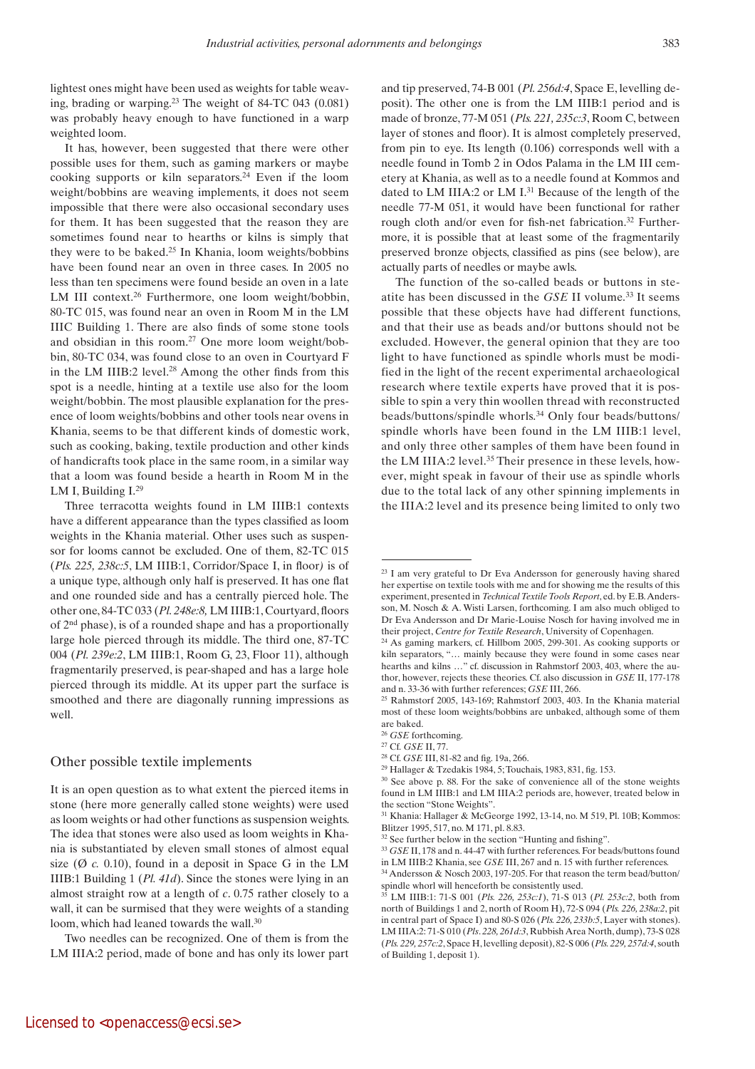lightest ones might have been used as weights for table weaving, brading or warping.[23] The weight of 84-TC 043 (0.081) was probably heavy enough to have functioned in a warp weighted loom.

It has, however, been suggested that there were other possible uses for them, such as gaming markers or maybe cooking supports or kiln separators.[24] Even if the loom weight/bobbins are weaving implements, it does not seem impossible that there were also occasional secondary uses for them. It has been suggested that the reason they are sometimes found near to hearths or kilns is simply that they were to be baked.[25] In Khania, loom weights/bobbins have been found near an oven in three cases. In 2005 no less than ten specimens were found beside an oven in a late LM III context.[26] Furthermore, one loom weight/bobbin, 80-TC 015, was found near an oven in Room M in the LM IIIC Building 1. There are also finds of some stone tools and obsidian in this room.[27] One more loom weight/bobbin, 80-TC 034, was found close to an oven in Courtyard F in the LM IIIB:2 level.[28] Among the other finds from this spot is a needle, hinting at a textile use also for the loom weight/bobbin. The most plausible explanation for the presence of loom weights/bobbins and other tools near ovens in Khania, seems to be that different kinds of domestic work, such as cooking, baking, textile production and other kinds of handicrafts took place in the same room, in a similar way that a loom was found beside a hearth in Room M in the LM I, Building I.[29]

Three terracotta weights found in LM IIIB:1 contexts have a different appearance than the types classified as loom weights in the Khania material. Other uses such as suspensor for looms cannot be excluded. One of them, 82-TC 015 (*Pls. 225, 238c:5*, LM IIIB:1, Corridor/Space I, in floor*)* is of a unique type, although only half is preserved. It has one flat and one rounded side and has a centrally pierced hole. The other one, 84-TC 033 (*Pl. 248e:8,* LM IIIB:1, Courtyard, floors of 2nd phase), is of a rounded shape and has a proportionally large hole pierced through its middle. The third one, 87-TC 004 (*Pl. 239e:2*, LM IIIB:1, Room G, 23, Floor 11), although fragmentarily preserved, is pear-shaped and has a large hole pierced through its middle. At its upper part the surface is smoothed and there are diagonally running impressions as well.

## Other possible textile implements

It is an open question as to what extent the pierced items in stone (here more generally called stone weights) were used as loom weights or had other functions as suspension weights. The idea that stones were also used as loom weights in Khania is substantiated by eleven small stones of almost equal size (Ø *c.* 0.10), found in a deposit in Space G in the LM IIIB:1 Building 1 (*Pl. 41d*). Since the stones were lying in an almost straight row at a length of *c*. 0.75 rather closely to a wall, it can be surmised that they were weights of a standing loom, which had leaned towards the wall.[30]

Two needles can be recognized. One of them is from the LM IIIA:2 period, made of bone and has only its lower part and tip preserved, 74-B 001 (*Pl. 256d:4*, Space E, levelling deposit). The other one is from the LM IIIB:1 period and is made of bronze, 77-M 051 (*Pls. 221, 235c:3*, Room C, between layer of stones and floor). It is almost completely preserved, from pin to eye. Its length (0.106) corresponds well with a needle found in Tomb 2 in Odos Palama in the LM III cemetery at Khania, as well as to a needle found at Kommos and dated to LM IIIA:2 or LM I.[31] Because of the length of the needle 77-M 051, it would have been functional for rather rough cloth and/or even for fish-net fabrication.[32] Furthermore, it is possible that at least some of the fragmentarily preserved bronze objects, classified as pins (see below), are actually parts of needles or maybe awls.

The function of the so-called beads or buttons in steatite has been discussed in the *GSE* II volume.[33] It seems possible that these objects have had different functions, and that their use as beads and/or buttons should not be excluded. However, the general opinion that they are too light to have functioned as spindle whorls must be modified in the light of the recent experimental archaeological research where textile experts have proved that it is possible to spin a very thin woollen thread with reconstructed beads/buttons/spindle whorls.[34] Only four beads/buttons/spindle whorls have been found in the LM IIIB:1 level, and only three other samples of them have been found in the LM IIIA:2 level.[35] Their presence in these levels, however, might speak in favour of their use as spindle whorls due to the total lack of any other spinning implements in the IIIA:2 level and its presence being limited to only two

---

[23] I am very grateful to Dr Eva Andersson for generously having shared her expertise on textile tools with me and for showing me the results of this experiment, presented in *Technical Textile Tools Report*, ed. by E.B. Andersson, M. Nosch & A. Wisti Larsen, forthcoming. I am also much obliged to Dr Eva Andersson and Dr Marie-Louise Nosch for having involved me in their project, *Centre for Textile Research*, University of Copenhagen.

[24] As gaming markers, cf. Hillbom 2005, 299-301. As cooking supports or kiln separators, "… mainly because they were found in some cases near hearths and kilns …" cf. discussion in Rahmstorf 2003, 403, where the author, however, rejects these theories. Cf. also discussion in *GSE* II, 177-178 and n. 33-36 with further references; *GSE* III, 266.

[25] Rahmstorf 2005, 143-169; Rahmstorf 2003, 403. In the Khania material most of these loom weights/bobbins are unbaked, although some of them are baked.

[26] *GSE* forthcoming.

[27] Cf. *GSE* II, 77.

[28] Cf. *GSE* III, 81-82 and fig. 19a, 266.

[29] Hallager & Tzedakis 1984, 5; Touchais, 1983, 831, fig. 153.

[30] See above p. 88. For the sake of convenience all of the stone weights found in LM IIIB:1 and LM IIIA:2 periods are, however, treated below in the section "Stone Weights".

[31] Khania: Hallager & McGeorge 1992, 13-14, no. M 519, Pl. 10B; Kommos: Blitzer 1995, 517, no. M 171, pl. 8.83.

[32] See further below in the section "Hunting and fishing".

[33] *GSE* II, 178 and n. 44-47 with further references. For beads/buttons found in LM IIIB:2 Khania, see *GSE* III, 267 and n. 15 with further references.

[34] Andersson & Nosch 2003, 197-205. For that reason the term bead/button/spindle whorl will henceforth be consistently used.

[35] LM IIIB:1: 71-S 001 (*Pls. 226, 253c:1*), 71-S 013 (*Pl. 253c:2*, both from north of Buildings 1 and 2, north of Room H), 72-S 094 (*Pls. 226, 238a:2*, pit in central part of Space I) and 80-S 026 (*Pls. 226, 233b:5*, Layer with stones). LM IIIA:2: 71-S 010 (*Pls. 228, 261d:3*, Rubbish Area North, dump), 73-S 028 (*Pls. 229, 257c:2*, Space H, levelling deposit), 82-S 006 (*Pls. 229, 257d:4*, south of Building 1, deposit 1).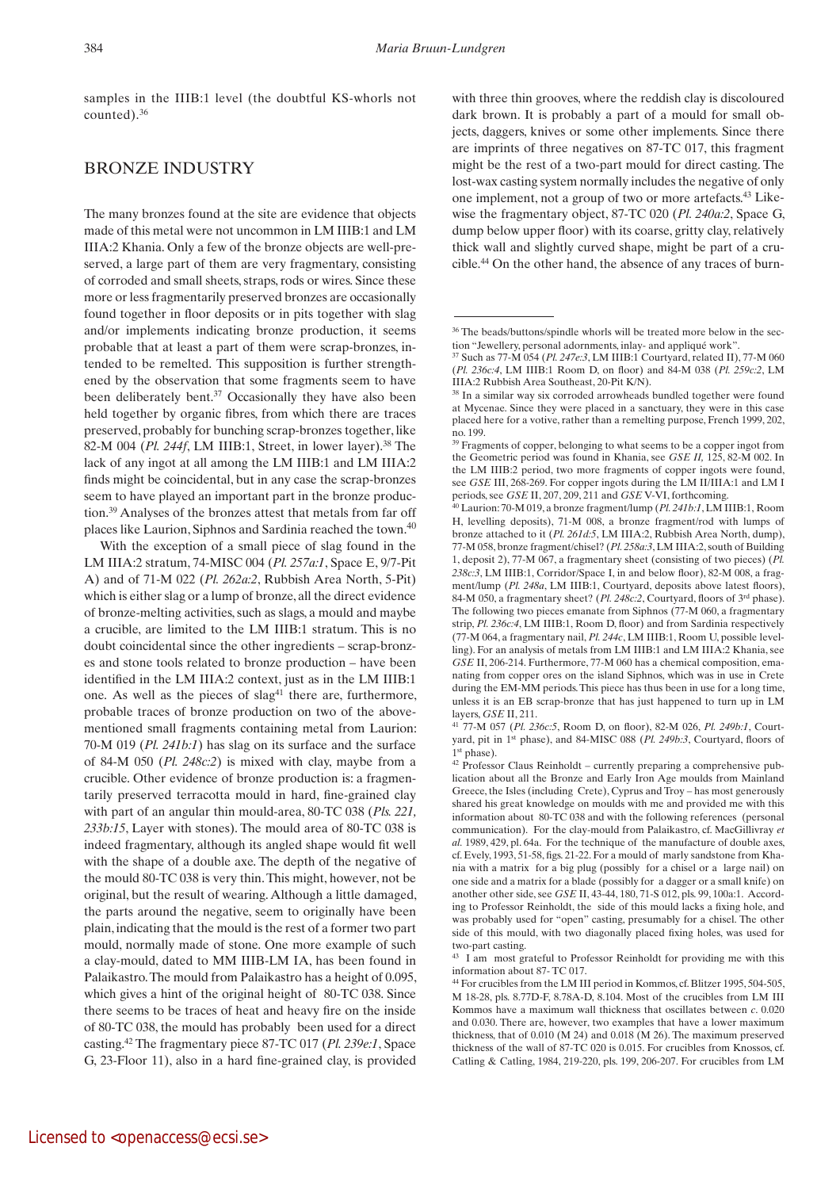samples in the IIIB:1 level (the doubtful KS-whorls not counted).[36]

## BRONZE INDUSTRY

The many bronzes found at the site are evidence that objects made of this metal were not uncommon in LM IIIB:1 and LM IIIA:2 Khania. Only a few of the bronze objects are well-preserved, a large part of them are very fragmentary, consisting of corroded and small sheets, straps, rods or wires. Since these more or less fragmentarily preserved bronzes are occasionally found together in floor deposits or in pits together with slag and/or implements indicating bronze production, it seems probable that at least a part of them were scrap-bronzes, intended to be remelted. This supposition is further strengthened by the observation that some fragments seem to have been deliberately bent.[37] Occasionally they have also been held together by organic fibres, from which there are traces preserved, probably for bunching scrap-bronzes together, like 82-M 004 (*Pl. 244f*, LM IIIB:1, Street, in lower layer).[38] The lack of any ingot at all among the LM IIIB:1 and LM IIIA:2 finds might be coincidental, but in any case the scrap-bronzes seem to have played an important part in the bronze production.[39] Analyses of the bronzes attest that metals from far off places like Laurion, Siphnos and Sardinia reached the town.[40]

With the exception of a small piece of slag found in the LM IIIA:2 stratum, 74-MISC 004 (*Pl. 257a:1*, Space E, 9/7-Pit A) and of 71-M 022 (*Pl. 262a:2*, Rubbish Area North, 5-Pit) which is either slag or a lump of bronze, all the direct evidence of bronze-melting activities, such as slags, a mould and maybe a crucible, are limited to the LM IIIB:1 stratum. This is no doubt coincidental since the other ingredients – scrap-bronzes and stone tools related to bronze production – have been identified in the LM IIIA:2 context, just as in the LM IIIB:1 one. As well as the pieces of slag[41] there are, furthermore, probable traces of bronze production on two of the above-mentioned small fragments containing metal from Laurion: 70-M 019 (*Pl. 241b:1*) has slag on its surface and the surface of 84-M 050 (*Pl. 248c:2*) is mixed with clay, maybe from a crucible. Other evidence of bronze production is: a fragmentarily preserved terracotta mould in hard, fine-grained clay with part of an angular thin mould-area, 80-TC 038 (*Pls. 221, 233b:15*, Layer with stones). The mould area of 80-TC 038 is indeed fragmentary, although its angled shape would fit well with the shape of a double axe. The depth of the negative of the mould 80-TC 038 is very thin. This might, however, not be original, but the result of wearing. Although a little damaged, the parts around the negative, seem to originally have been plain, indicating that the mould is the rest of a former two part mould, normally made of stone. One more example of such a clay-mould, dated to MM IIIB-LM IA, has been found in Palaikastro. The mould from Palaikastro has a height of 0.095, which gives a hint of the original height of 80-TC 038. Since there seems to be traces of heat and heavy fire on the inside of 80-TC 038, the mould has probably been used for a direct casting.[42] The fragmentary piece 87-TC 017 (*Pl. 239e:1*, Space G, 23-Floor 11), also in a hard fine-grained clay, is provided with three thin grooves, where the reddish clay is discoloured dark brown. It is probably a part of a mould for small objects, daggers, knives or some other implements. Since there are imprints of three negatives on 87-TC 017, this fragment might be the rest of a two-part mould for direct casting. The lost-wax casting system normally includes the negative of only one implement, not a group of two or more artefacts.[43] Likewise the fragmentary object, 87-TC 020 (*Pl. 240a:2*, Space G, dump below upper floor) with its coarse, gritty clay, relatively thick wall and slightly curved shape, might be part of a crucible.[44] On the other hand, the absence of any traces of burn-

---

[36] The beads/buttons/spindle whorls will be treated more below in the section "Jewellery, personal adornments, inlay- and appliqué work".

[37] Such as 77-M 054 (*Pl. 247e:3*, LM IIIB:1 Courtyard, related II), 77-M 060 (*Pl. 236c:4*, LM IIIB:1 Room D, on floor) and 84-M 038 (*Pl. 259c:2*, LM IIIA:2 Rubbish Area Southeast, 20-Pit K/N).

[38] In a similar way six corroded arrowheads bundled together were found at Mycenae. Since they were placed in a sanctuary, they were in this case placed here for a votive, rather than a remelting purpose, French 1999, 202, no. 199.

[39] Fragments of copper, belonging to what seems to be a copper ingot from the Geometric period was found in Khania, see *GSE II*, 125, 82-M 002. In the LM IIIB:2 period, two more fragments of copper ingots were found, see *GSE* III, 268-269. For copper ingots during the LM II/IIIA:1 and LM I periods, see *GSE* II, 207, 209, 211 and *GSE* V-VI, forthcoming.

[40] Laurion: 70-M 019, a bronze fragment/lump (*Pl. 241b:1*, LM IIIB:1, Room H, levelling deposits), 71-M 008, a bronze fragment/rod with lumps of bronze attached to it (*Pl. 261d:5*, LM IIIA:2, Rubbish Area North, dump), 77-M 058, bronze fragment/chisel? (*Pl. 258a:3*, LM IIIA:2, south of Building 1, deposit 2), 77-M 067, a fragmentary sheet (consisting of two pieces) (*Pl. 238c:3*, LM IIIB:1, Corridor/Space I, in and below floor), 82-M 008, a fragment/lump (*Pl. 248a*, LM IIIB:1, Courtyard, deposits above latest floors), 84-M 050, a fragmentary sheet? (*Pl. 248c:2*, Courtyard, floors of 3[rd] phase). The following two pieces emanate from Siphnos (77-M 060, a fragmentary strip, *Pl. 236c:4*, LM IIIB:1, Room D, floor) and from Sardinia respectively (77-M 064, a fragmentary nail, *Pl. 244c*, LM IIIB:1, Room U, possible levelling). For an analysis of metals from LM IIIB:1 and LM IIIA:2 Khania, see *GSE* II, 206-214. Furthermore, 77-M 060 has a chemical composition, emanating from copper ores on the island Siphnos, which was in use in Crete during the EM-MM periods. This piece has thus been in use for a long time, unless it is an EB scrap-bronze that has just happened to turn up in LM layers, *GSE* II, 211.

[41] 77-M 057 (*Pl. 236c:5*, Room D, on floor), 82-M 026, *Pl. 249b:1*, Courtyard, pit in 1[st] phase), and 84-MISC 088 (*Pl. 249b:3*, Courtyard, floors of 1[st] phase).

[42] Professor Claus Reinholdt – currently preparing a comprehensive publication about all the Bronze and Early Iron Age moulds from Mainland Greece, the Isles (including Crete), Cyprus and Troy – has most generously shared his great knowledge on moulds with me and provided me with this information about 80-TC 038 and with the following references (personal communication). For the clay-mould from Palaikastro, cf. MacGillivray *et al.* 1989, 429, pl. 64a. For the technique of the manufacture of double axes, cf. Evely, 1993, 51-58, figs. 21-22. For a mould of marly sandstone from Khania with a matrix for a big plug (possibly for a chisel or a large nail) on one side and a matrix for a blade (possibly for a dagger or a small knife) on another other side, see *GSE* II, 43-44, 180, 71-S 012, pls. 99, 100a:1. According to Professor Reinholdt, the side of this mould lacks a fixing hole, and was probably used for "open" casting, presumably for a chisel. The other side of this mould, with two diagonally placed fixing holes, was used for two-part casting.

[43] I am most grateful to Professor Reinholdt for providing me with this information about 87- TC 017.

[44] For crucibles from the LM III period in Kommos, cf. Blitzer 1995, 504-505, M 18-28, pls. 8.77D-F, 8.78A-D, 8.104. Most of the crucibles from LM III Kommos have a maximum wall thickness that oscillates between *c*. 0.020 and 0.030. There are, however, two examples that have a lower maximum thickness, that of 0.010 (M 24) and 0.018 (M 26). The maximum preserved thickness of the wall of 87-TC 020 is 0.015. For crucibles from Knossos, cf. Catling & Catling, 1984, 219-220, pls. 199, 206-207. For crucibles from LM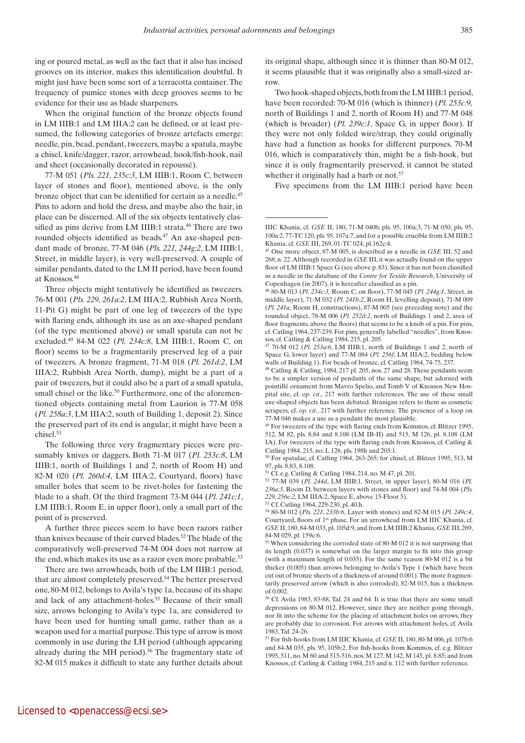ing or poured metal, as well as the fact that it also has incised grooves on its interior, makes this identification doubtful. It might just have been some sort of a terracotta container. The frequency of pumice stones with deep grooves seems to be evidence for their use as blade sharpeners.

When the original function of the bronze objects found in LM IIIB:1 and LM IIIA:2 can be defined, or at least presumed, the following categories of bronze artefacts emerge: needle, pin, bead, pendant, tweezers, maybe a spatula, maybe a chisel, knife/dagger, razor, arrowhead, hook/fish-hook, nail and sheet (occasionally decorated in repoussé).

77-M 051 (*Pls. 221, 235c:3*, LM IIIB:1, Room C, between layer of stones and floor), mentioned above, is the only bronze object that can be identified for certain as a needle.[45] Pins to adorn and hold the dress, and maybe also the hair, in place can be discerned. All of the six objects tentatively classified as pins derive from LM IIIB:1 strata.[46] There are two rounded objects identified as beads.[47] An axe-shaped pendant made of bronze, 77-M 046 (*Pls. 221, 244g:2*, LM IIIB:1, Street, in middle layer), is very well-preserved. A couple of similar pendants, dated to the LM II period, have been found at Knossos.[48]

Three objects might tentatively be identified as tweezers. 76-M 001 (*Pls. 229, 261a:2*, LM IIIA:2, Rubbish Area North, 11-Pit G) might be part of one leg of tweezers of the type with flaring ends, although its use as an axe-shaped pendant (of the type mentioned above) or small spatula can not be excluded.[49] 84-M 022 (*Pl. 234c:8*, LM IIIB:1, Room C, on floor) seems to be a fragmentarily preserved leg of a pair of tweezers. A bronze fragment, 71-M 018 (*Pl. 261d:2*, LM IIIA:2, Rubbish Area North, dump), might be a part of a pair of tweezers, but it could also be a part of a small spatula, small chisel or the like.[50] Furthermore, one of the aforementioned objects containing metal from Laurion is 77-M 058 (*Pl. 258a:3*, LM IIIA:2, south of Building 1, deposit 2). Since the preserved part of its end is angular, it might have been a chisel.[51]

The following three very fragmentary pieces were presumably knives or daggers. Both 71-M 017 (*Pl. 253c:8*, LM IIIB:1, north of Buildings 1 and 2, north of Room H) and 82-M 020 (*Pl. 260d:4*, LM IIIA:2, Courtyard, floors) have smaller holes that seem to be rivet-holes for fastening the blade to a shaft. Of the third fragment 73-M 044 (*Pl. 241c:1*, LM IIIB:1, Room E, in upper floor), only a small part of the point of is preserved.

A further three pieces seem to have been razors rather than knives because of their curved blades.[52] The blade of the comparatively well-preserved 74-M 004 does not narrow at the end, which makes its use as a razor even more probable.[53]

There are two arrowheads, both of the LM IIIB:1 period, that are almost completely preserved.[54] The better preserved one, 80-M 012, belongs to Avila's type 1a, because of its shape and lack of any attachment-holes.[55] Because of their small size, arrows belonging to Avila's type 1a, are considered to have been used for hunting small game, rather than as a weapon used for a martial purpose. This type of arrow is most commonly in use during the LH period (although appearing already during the MH period).[56] The fragmentary state of 82-M 015 makes it difficult to state any further details about its original shape, although since it is thinner than 80-M 012, it seems plausible that it was originally also a small-sized arrow.

Two hook-shaped objects, both from the LM IIIB:1 period, have been recorded: 70-M 016 (which is thinner) (*Pl. 253c:9*, north of Buildings 1 and 2, north of Room H) and 77-M 048 (which is broader) (*Pl. 239c:1*, Space G, in upper floor). If they were not only folded wire/strap, they could originally have had a function as hooks for different purposes. 70-M 016, which is comparatively thin, might be a fish-hook, but since it is only fragmentarily preserved, it cannot be stated whether it originally had a barb or not.[57]

Five specimens from the LM IIIB:1 period have been

---

IIIC Khania, cf. *GSE* II, 180, 71-M 040b, pls. 95, 100a:3, 71-M 050, pls. 95, 100a:2, 77-TC 120, pls. 95, 107a:7, and for a possible crucible from LM IIIB:2 Khania, cf. *GSE* III, 269, 01-TC 024, pl.162c:4.

[45] One more object, 87-M 005, is described as a needle in *GSE* III, 52 and 268, n. 22. Although recorded in *GSE* III, it was actually found on the upper floor of LM IIIB:1 Space G (see above p. 83). Since it has not been classified as a needle in the database of the *Centre for Textile Research*, University of Copenhagen (in 2007), it is hereafter classified as a pin.

[46] 80-M 013 (*Pl. 234c:3,* Room C, on floor), 77-M 045 (*Pl. 244g:1*, Street, in middle layer), 71-M 032 (*Pl. 241b:2*, Room H, levelling deposit), 71-M 009 (*Pl. 241a*, Room H, constructions), 87-M 005 (see preceding note) and the rounded object, 78-M 006 (*Pl. 252d:2*, north of Buildings 1 and 2, area of floor fragments, above the floors) that seems to be a knob of a pin. For pins, cf. Catling 1964, 237-239. For pins, generally labelled "needles", from Knossos, cf. Catling & Catling 1984, 215, pl. 205.

[47] 70-M 012 (*Pl. 253a:6*, LM IIIB:1, north of Buildings 1 and 2, north of Space G, lower layer) and 77-M 084 (*Pl. 256f*, LM IIIA:2, bedding below walls of Building 1). For beads of bronze, cf. Catling 1964, 74-75, 237.

[48] Catling & Catling, 1984, 217 pl. 205, nos. 27 and 28. These pendants seem to be a simpler version of pendants of the same shape, but adorned with pointillé ornament from Mavro Spelio, and Tomb V of Knossos New Hospital site, cf. *op. cit*., 217 with further references. The use of these small axe-shaped objects has been debated. Branigan refers to them as cosmetic scrapers, cf. *op. cit.*, 217 with further reference. The presence of a loop on 77-M 046 makes a use as a pendant the most plausible.

[49] For tweezers of the type with flaring ends from Kommos, cf. Blitzer 1995, 512, M 82, pls. 8.84 and 8.108 (LM IB-II) and 515, M 126, pl. 8.108 (LM IA). For tweezers of the type with flaring ends from Knossos, cf. Catling & Catling 1984, 215, no. L 126, pls. 198h and 205:1.

[50] For spatulae, cf. Catling 1964, 263-265; for chisel, cf. Blitzer 1995, 513, M 97, pls. 8.83, 8.108.

[51] Cf. e.g. Catling & Catling 1984, 214, no. M 47, pl. 201.

[52] 77-M 039 (*Pl. 244d*, LM IIIB:1, Street, in upper layer), 80-M 016 (*Pl. 236a:3*, Room D, between layers with stones and floor) and 74-M 004 (*Pls. 229, 256c:2,* LM IIIA:2, Space E, above 15-Floor 5).

[53] Cf. Catling 1964, 229-230, pl. 40.h.

[54] 80-M 012 (*Pls. 221, 233b:6*, Layer with stones) and 82-M 015 (*Pl. 249c:4*, Courtyard, floors of 1st phase. For an arrowhead from LM IIIC Khania, cf. *GSE* II, 180, 84-M 033, pl. 105d:9, and from LM IIIB:2 Khania, *GSE* III, 269, 84-M 029, pl. 159e:6.

[55] When considering the corroded state of 80-M 012 it is not surprising that its length (0.037) is somewhat on the larger margin to fit into this group (with a maximum length of 0.035). For the same reason 80-M 012 is a bit thicker (0.005) than arrows belonging to Avila's Type 1 (which have been cut out of bronze sheets of a thickness of around 0.001). The more fragmentarily preserved arrow (which is also corroded), 82-M 015, has a thickness of 0.002.

[56] Cf. Avila 1983, 83-88, Taf. 24 and 64. It is true that there are some small depressions on 80-M 012. However, since they are neither going through, nor fit into the scheme for the placing of attachment holes on arrows, they are probably due to corrosion. For arrows with attachment holes, cf. Avila 1983, Taf. 24-26.

[57] For fish-hooks from LM IIIC Khania, cf. *GSE* II, 180, 80-M 006, pl. 107b:6 and 84-M 035, pls. 95, 105b:2. For fish-hooks from Kommos, cf. e.g. Blitzer 1995, 511, no. M 60 and 515-516, nos. M 127, M 142, M 145, pl. 8.85; and from Knossos, cf. Catling & Catling 1984, 215 and n. 112 with further reference.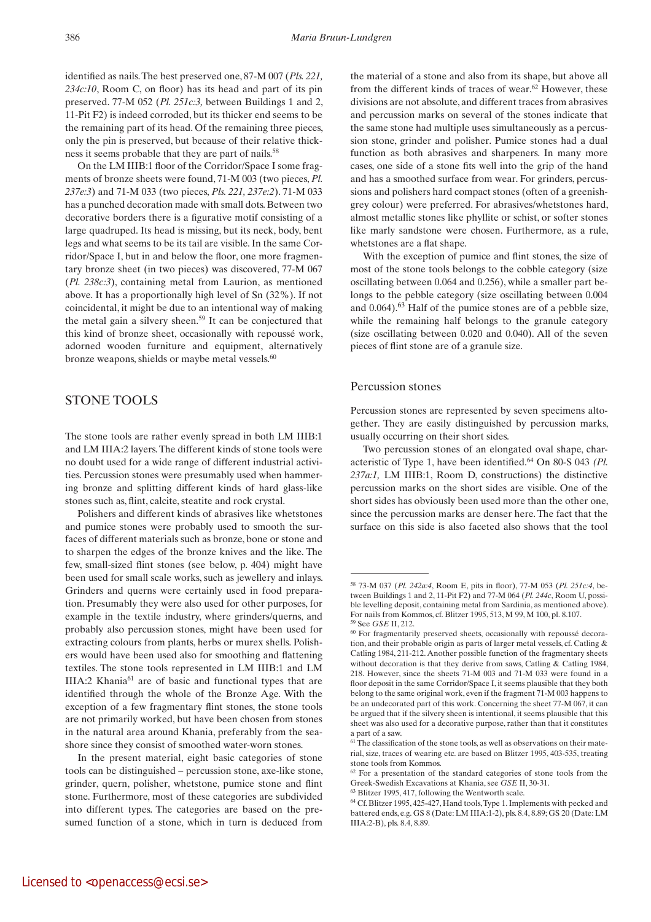identified as nails. The best preserved one, 87-M 007 (*Pls. 221, 234c:10*, Room C, on floor) has its head and part of its pin preserved. 77-M 052 (*Pl. 251c:3,* between Buildings 1 and 2, 11-Pit F2) is indeed corroded, but its thicker end seems to be the remaining part of its head. Of the remaining three pieces, only the pin is preserved, but because of their relative thickness it seems probable that they are part of nails.[58]

On the LM IIIB:1 floor of the Corridor/Space I some fragments of bronze sheets were found, 71-M 003 (two pieces, *Pl. 237e:3*) and 71-M 033 (two pieces, *Pls. 221, 237e:2*). 71-M 033 has a punched decoration made with small dots. Between two decorative borders there is a figurative motif consisting of a large quadruped. Its head is missing, but its neck, body, bent legs and what seems to be its tail are visible. In the same Corridor/Space I, but in and below the floor, one more fragmentary bronze sheet (in two pieces) was discovered, 77-M 067 (*Pl. 238c:3*), containing metal from Laurion, as mentioned above. It has a proportionally high level of Sn (32%). If not coincidental, it might be due to an intentional way of making the metal gain a silvery sheen.[59] It can be conjectured that this kind of bronze sheet, occasionally with repoussé work, adorned wooden furniture and equipment, alternatively bronze weapons, shields or maybe metal vessels.[60]

## STONE TOOLS

The stone tools are rather evenly spread in both LM IIIB:1 and LM IIIA:2 layers. The different kinds of stone tools were no doubt used for a wide range of different industrial activities. Percussion stones were presumably used when hammering bronze and splitting different kinds of hard glass-like stones such as, flint, calcite, steatite and rock crystal.

Polishers and different kinds of abrasives like whetstones and pumice stones were probably used to smooth the surfaces of different materials such as bronze, bone or stone and to sharpen the edges of the bronze knives and the like. The few, small-sized flint stones (see below, p. 404) might have been used for small scale works, such as jewellery and inlays. Grinders and querns were certainly used in food preparation. Presumably they were also used for other purposes, for example in the textile industry, where grinders/querns, and probably also percussion stones, might have been used for extracting colours from plants, herbs or murex shells. Polishers would have been used also for smoothing and flattening textiles. The stone tools represented in LM IIIB:1 and LM IIIA:2 Khania[61] are of basic and functional types that are identified through the whole of the Bronze Age. With the exception of a few fragmentary flint stones, the stone tools are not primarily worked, but have been chosen from stones in the natural area around Khania, preferably from the seashore since they consist of smoothed water-worn stones.

In the present material, eight basic categories of stone tools can be distinguished – percussion stone, axe-like stone, grinder, quern, polisher, whetstone, pumice stone and flint stone. Furthermore, most of these categories are subdivided into different types. The categories are based on the presumed function of a stone, which in turn is deduced from the material of a stone and also from its shape, but above all from the different kinds of traces of wear.[62] However, these divisions are not absolute, and different traces from abrasives and percussion marks on several of the stones indicate that the same stone had multiple uses simultaneously as a percussion stone, grinder and polisher. Pumice stones had a dual function as both abrasives and sharpeners. In many more cases, one side of a stone fits well into the grip of the hand and has a smoothed surface from wear. For grinders, percussions and polishers hard compact stones (often of a greenish-grey colour) were preferred. For abrasives/whetstones hard, almost metallic stones like phyllite or schist, or softer stones like marly sandstone were chosen. Furthermore, as a rule, whetstones are a flat shape.

With the exception of pumice and flint stones, the size of most of the stone tools belongs to the cobble category (size oscillating between 0.064 and 0.256), while a smaller part belongs to the pebble category (size oscillating between 0.004 and 0.064).[63] Half of the pumice stones are of a pebble size, while the remaining half belongs to the granule category (size oscillating between 0.020 and 0.040). All of the seven pieces of flint stone are of a granule size.

### Percussion stones

Percussion stones are represented by seven specimens altogether. They are easily distinguished by percussion marks, usually occurring on their short sides.

Two percussion stones of an elongated oval shape, characteristic of Type 1, have been identified.[64] On 80-S 043 *(Pl. 237a:1,* LM IIIB:1, Room D, constructions) the distinctive percussion marks on the short sides are visible. One of the short sides has obviously been used more than the other one, since the percussion marks are denser here. The fact that the surface on this side is also faceted also shows that the tool

---

[58] 73-M 037 (*Pl. 242a:4*, Room E, pits in floor), 77-M 053 (*Pl. 251c:4*, between Buildings 1 and 2, 11-Pit F2) and 77-M 064 (*Pl. 244c*, Room U, possible levelling deposit, containing metal from Sardinia, as mentioned above). For nails from Kommos, cf. Blitzer 1995, 513, M 99, M 100, pl. 8.107.

[59] See *GSE* II, 212.

[60] For fragmentarily preserved sheets, occasionally with repoussé decoration, and their probable origin as parts of larger metal vessels, cf. Catling & Catling 1984, 211-212. Another possible function of the fragmentary sheets without decoration is that they derive from saws, Catling & Catling 1984, 218. However, since the sheets 71-M 003 and 71-M 033 were found in a floor deposit in the same Corridor/Space I, it seems plausible that they both belong to the same original work, even if the fragment 71-M 003 happens to be an undecorated part of this work. Concerning the sheet 77-M 067, it can be argued that if the silvery sheen is intentional, it seems plausible that this sheet was also used for a decorative purpose, rather than that it constitutes a part of a saw.

[61] The classification of the stone tools, as well as observations on their material, size, traces of wearing etc. are based on Blitzer 1995, 403-535, treating stone tools from Kommos.

[62] For a presentation of the standard categories of stone tools from the Greek-Swedish Excavations at Khania, see *GSE* II, 30-31.

[63] Blitzer 1995, 417, following the Wentworth scale.

[64] Cf. Blitzer 1995, 425-427, Hand tools, Type 1. Implements with pecked and battered ends, e.g. GS 8 (Date: LM IIIA:1-2), pls. 8.4, 8.89; GS 20 (Date: LM IIIA:2-B), pls. 8.4, 8.89.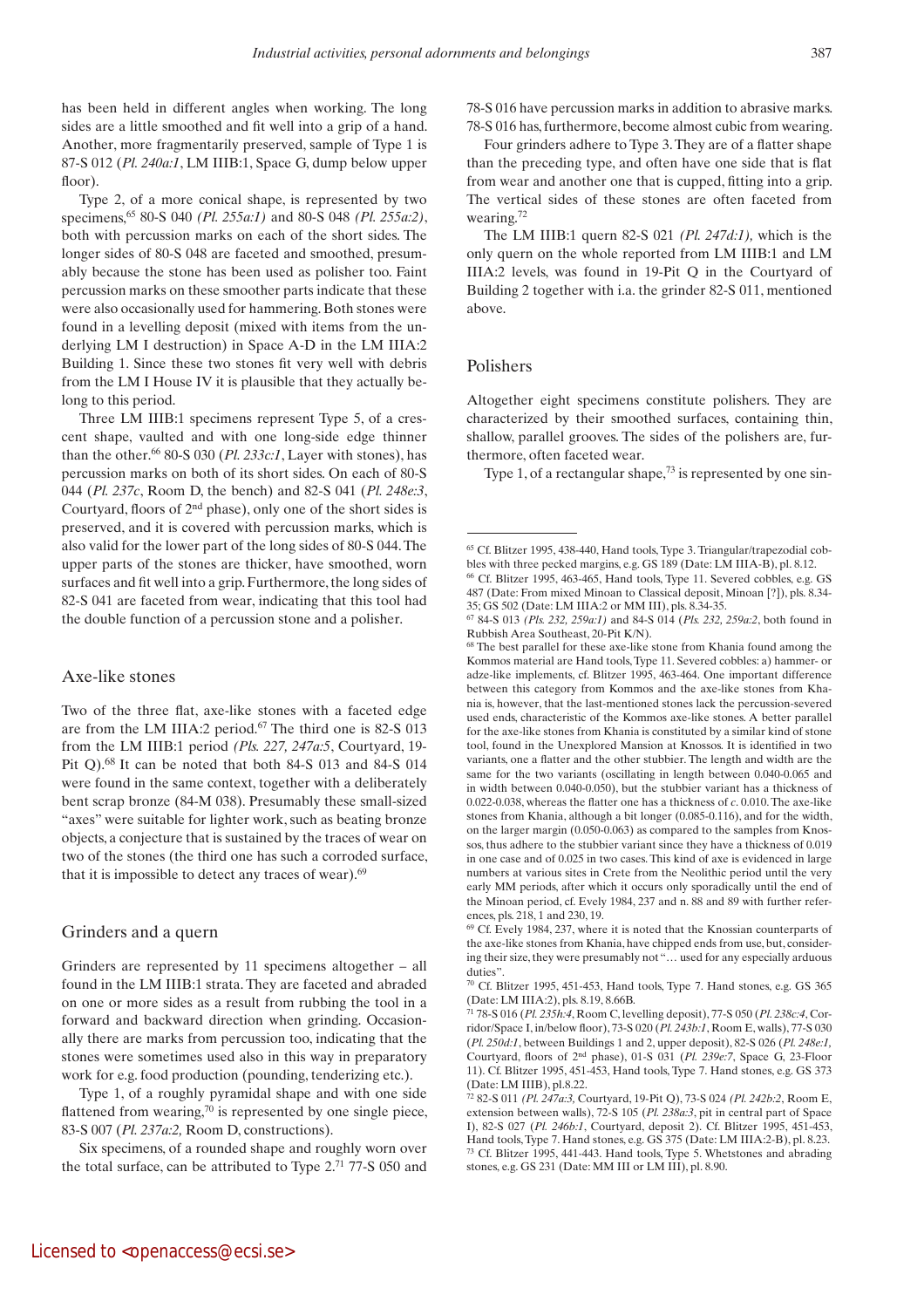has been held in different angles when working. The long sides are a little smoothed and fit well into a grip of a hand. Another, more fragmentarily preserved, sample of Type 1 is 87-S 012 (*Pl. 240a:1*, LM IIIB:1, Space G, dump below upper floor).

Type 2, of a more conical shape, is represented by two specimens,[65] 80-S 040 *(Pl. 255a:1)* and 80-S 048 *(Pl. 255a:2)*, both with percussion marks on each of the short sides. The longer sides of 80-S 048 are faceted and smoothed, presumably because the stone has been used as polisher too. Faint percussion marks on these smoother parts indicate that these were also occasionally used for hammering. Both stones were found in a levelling deposit (mixed with items from the underlying LM I destruction) in Space A-D in the LM IIIA:2 Building 1. Since these two stones fit very well with debris from the LM I House IV it is plausible that they actually belong to this period.

Three LM IIIB:1 specimens represent Type 5, of a crescent shape, vaulted and with one long-side edge thinner than the other.[66] 80-S 030 (*Pl. 233c:1*, Layer with stones), has percussion marks on both of its short sides. On each of 80-S 044 (*Pl. 237c*, Room D, the bench) and 82-S 041 (*Pl. 248e:3*, Courtyard, floors of 2nd phase), only one of the short sides is preserved, and it is covered with percussion marks, which is also valid for the lower part of the long sides of 80-S 044. The upper parts of the stones are thicker, have smoothed, worn surfaces and fit well into a grip. Furthermore, the long sides of 82-S 041 are faceted from wear, indicating that this tool had the double function of a percussion stone and a polisher.

## Axe-like stones

Two of the three flat, axe-like stones with a faceted edge are from the LM IIIA:2 period.[67] The third one is 82-S 013 from the LM IIIB:1 period *(Pls. 227, 247a:5*, Courtyard, 19-Pit Q).[68] It can be noted that both 84-S 013 and 84-S 014 were found in the same context, together with a deliberately bent scrap bronze (84-M 038). Presumably these small-sized "axes" were suitable for lighter work, such as beating bronze objects, a conjecture that is sustained by the traces of wear on two of the stones (the third one has such a corroded surface, that it is impossible to detect any traces of wear).[69]

## Grinders and a quern

Grinders are represented by 11 specimens altogether – all found in the LM IIIB:1 strata. They are faceted and abraded on one or more sides as a result from rubbing the tool in a forward and backward direction when grinding. Occasionally there are marks from percussion too, indicating that the stones were sometimes used also in this way in preparatory work for e.g. food production (pounding, tenderizing etc.).

Type 1, of a roughly pyramidal shape and with one side flattened from wearing,[70] is represented by one single piece, 83-S 007 (*Pl. 237a:2,* Room D, constructions).

Six specimens, of a rounded shape and roughly worn over the total surface, can be attributed to Type 2.[71] 77-S 050 and 78-S 016 have percussion marks in addition to abrasive marks. 78-S 016 has, furthermore, become almost cubic from wearing.

Four grinders adhere to Type 3. They are of a flatter shape than the preceding type, and often have one side that is flat from wear and another one that is cupped, fitting into a grip. The vertical sides of these stones are often faceted from wearing.[72]

The LM IIIB:1 quern 82-S 021 *(Pl. 247d:1),* which is the only quern on the whole reported from LM IIIB:1 and LM IIIA:2 levels, was found in 19-Pit Q in the Courtyard of Building 2 together with i.a. the grinder 82-S 011, mentioned above.

## Polishers

Altogether eight specimens constitute polishers. They are characterized by their smoothed surfaces, containing thin, shallow, parallel grooves. The sides of the polishers are, furthermore, often faceted wear.

Type 1, of a rectangular shape,[73] is represented by one sin-

---

[65] Cf. Blitzer 1995, 438-440, Hand tools, Type 3. Triangular/trapezodial cobbles with three pecked margins, e.g. GS 189 (Date: LM IIIA-B), pl. 8.12.

[66] Cf. Blitzer 1995, 463-465, Hand tools, Type 11. Severed cobbles, e.g. GS 487 (Date: From mixed Minoan to Classical deposit, Minoan [?]), pls. 8.34-35; GS 502 (Date: LM IIIA:2 or MM III), pls. 8.34-35.

[67] 84-S 013 *(Pls. 232, 259a:1)* and 84-S 014 *(Pls. 232, 259a:2*, both found in Rubbish Area Southeast, 20-Pit K/N).

[68] The best parallel for these axe-like stone from Khania found among the Kommos material are Hand tools, Type 11. Severed cobbles: a) hammer- or adze-like implements, cf. Blitzer 1995, 463-464. One important difference between this category from Kommos and the axe-like stones from Khania is, however, that the last-mentioned stones lack the percussion-severed used ends, characteristic of the Kommos axe-like stones. A better parallel for the axe-like stones from Khania is constituted by a similar kind of stone tool, found in the Unexplored Mansion at Knossos. It is identified in two variants, one a flatter and the other stubbier. The length and width are the same for the two variants (oscillating in length between 0.040-0.065 and in width between 0.040-0.050), but the stubbier variant has a thickness of 0.022-0.038, whereas the flatter one has a thickness of *c.* 0.010. The axe-like stones from Khania, although a bit longer (0.085-0.116), and for the width, on the larger margin (0.050-0.063) as compared to the samples from Knossos, thus adhere to the stubbier variant since they have a thickness of 0.019 in one case and of 0.025 in two cases. This kind of axe is evidenced in large numbers at various sites in Crete from the Neolithic period until the very early MM periods, after which it occurs only sporadically until the end of the Minoan period, cf. Evely 1984, 237 and n. 88 and 89 with further references, pls. 218, 1 and 230, 19.

[69] Cf. Evely 1984, 237, where it is noted that the Knossian counterparts of the axe-like stones from Khania, have chipped ends from use, but, considering their size, they were presumably not "… used for any especially arduous duties".

[70] Cf. Blitzer 1995, 451-453, Hand tools, Type 7. Hand stones, e.g. GS 365 (Date: LM IIIA:2), pls. 8.19, 8.66B.

[71] 78-S 016 (*Pl. 235h:4*, Room C, levelling deposit), 77-S 050 (*Pl. 238c:4*, Corridor/Space I, in/below floor), 73-S 020 (*Pl. 243b:1*, Room E, walls), 77-S 030 (*Pl. 250d:1*, between Buildings 1 and 2, upper deposit), 82-S 026 (*Pl. 248e:1,* Courtyard, floors of 2nd phase), 01-S 031 (*Pl. 239e:7*, Space G, 23-Floor 11). Cf. Blitzer 1995, 451-453, Hand tools, Type 7. Hand stones, e.g. GS 373 (Date: LM IIIB), pl.8.22.

[72] 82-S 011 *(Pl. 247a:3,* Courtyard, 19-Pit Q), 73-S 024 *(Pl. 242b:2*, Room E, extension between walls), 72-S 105 (*Pl. 238a:3*, pit in central part of Space I), 82-S 027 (*Pl. 246b:1*, Courtyard, deposit 2). Cf. Blitzer 1995, 451-453, Hand tools, Type 7. Hand stones, e.g. GS 375 (Date: LM IIIA:2-B), pl. 8.23.

[73] Cf. Blitzer 1995, 441-443. Hand tools, Type 5. Whetstones and abrading stones, e.g. GS 231 (Date: MM III or LM III), pl. 8.90.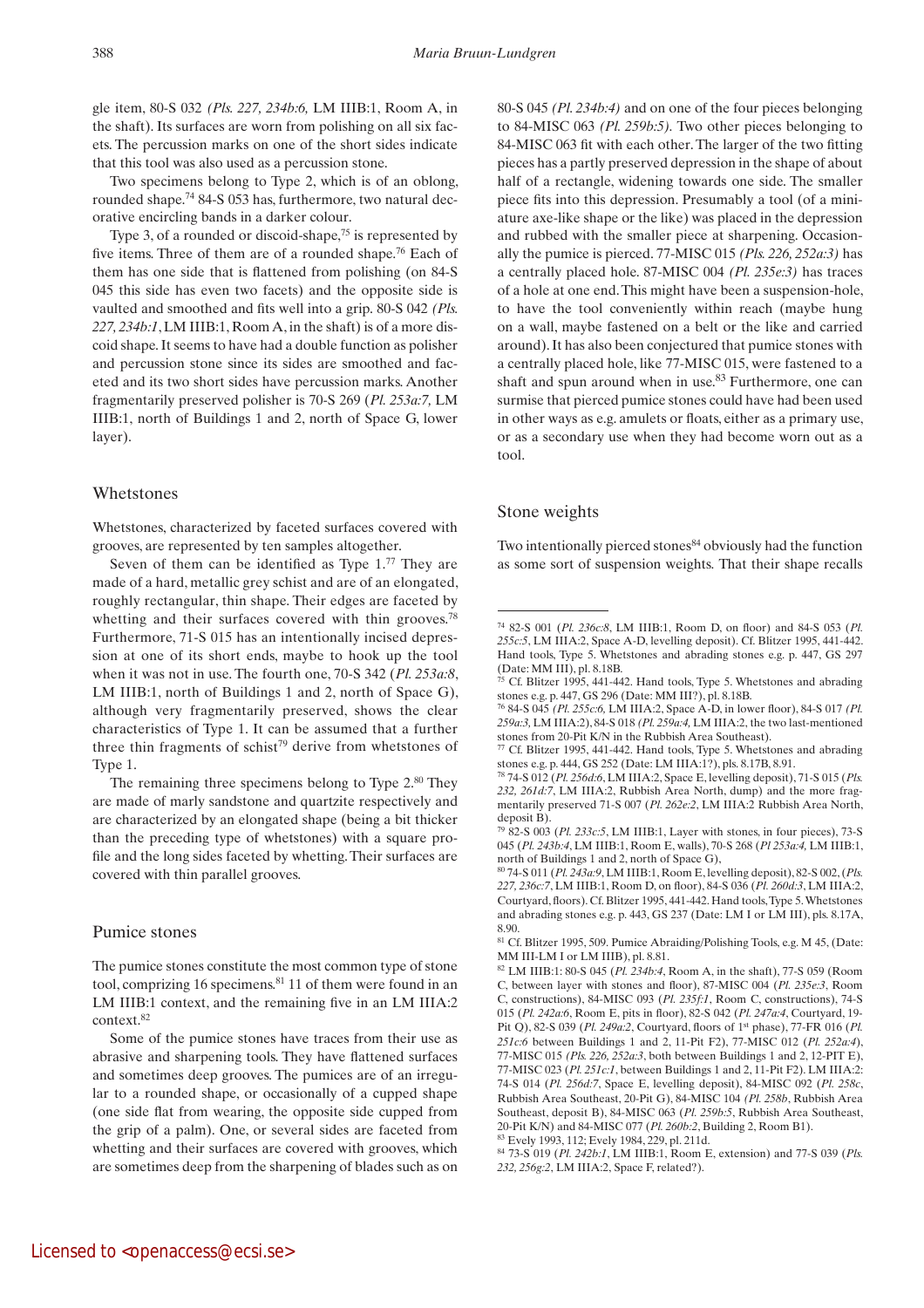gle item, 80-S 032 *(Pls. 227, 234b:6,* LM IIIB:1, Room A, in the shaft). Its surfaces are worn from polishing on all six facets. The percussion marks on one of the short sides indicate that this tool was also used as a percussion stone.

Two specimens belong to Type 2, which is of an oblong, rounded shape.[74] 84-S 053 has, furthermore, two natural decorative encircling bands in a darker colour.

Type 3, of a rounded or discoid-shape,[75] is represented by five items. Three of them are of a rounded shape.[76] Each of them has one side that is flattened from polishing (on 84-S 045 this side has even two facets) and the opposite side is vaulted and smoothed and fits well into a grip. 80-S 042 *(Pls. 227, 234b:1*, LM IIIB:1, Room A, in the shaft) is of a more discoid shape. It seems to have had a double function as polisher and percussion stone since its sides are smoothed and faceted and its two short sides have percussion marks. Another fragmentarily preserved polisher is 70-S 269 (*Pl. 253a:7,* LM IIIB:1, north of Buildings 1 and 2, north of Space G, lower layer).

## Whetstones

Whetstones, characterized by faceted surfaces covered with grooves, are represented by ten samples altogether.

Seven of them can be identified as Type 1.[77] They are made of a hard, metallic grey schist and are of an elongated, roughly rectangular, thin shape. Their edges are faceted by whetting and their surfaces covered with thin grooves.[78] Furthermore, 71-S 015 has an intentionally incised depression at one of its short ends, maybe to hook up the tool when it was not in use. The fourth one, 70-S 342 (*Pl. 253a:8*, LM IIIB:1, north of Buildings 1 and 2, north of Space G), although very fragmentarily preserved, shows the clear characteristics of Type 1. It can be assumed that a further three thin fragments of schist[79] derive from whetstones of Type 1.

The remaining three specimens belong to Type 2.[80] They are made of marly sandstone and quartzite respectively and are characterized by an elongated shape (being a bit thicker than the preceding type of whetstones) with a square profile and the long sides faceted by whetting. Their surfaces are covered with thin parallel grooves.

## Pumice stones

The pumice stones constitute the most common type of stone tool, comprizing 16 specimens.[81] 11 of them were found in an LM IIIB:1 context, and the remaining five in an LM IIIA:2 context.[82]

Some of the pumice stones have traces from their use as abrasive and sharpening tools. They have flattened surfaces and sometimes deep grooves. The pumices are of an irregular to a rounded shape, or occasionally of a cupped shape (one side flat from wearing, the opposite side cupped from the grip of a palm). One, or several sides are faceted from whetting and their surfaces are covered with grooves, which are sometimes deep from the sharpening of blades such as on 80-S 045 *(Pl. 234b:4)* and on one of the four pieces belonging to 84-MISC 063 *(Pl. 259b:5)*. Two other pieces belonging to 84-MISC 063 fit with each other. The larger of the two fitting pieces has a partly preserved depression in the shape of about half of a rectangle, widening towards one side. The smaller piece fits into this depression. Presumably a tool (of a miniature axe-like shape or the like) was placed in the depression and rubbed with the smaller piece at sharpening. Occasionally the pumice is pierced. 77-MISC 015 *(Pls. 226, 252a:3)* has a centrally placed hole. 87-MISC 004 *(Pl. 235e:3)* has traces of a hole at one end. This might have been a suspension-hole, to have the tool conveniently within reach (maybe hung on a wall, maybe fastened on a belt or the like and carried around). It has also been conjectured that pumice stones with a centrally placed hole, like 77-MISC 015, were fastened to a shaft and spun around when in use.[83] Furthermore, one can surmise that pierced pumice stones could have had been used in other ways as e.g. amulets or floats, either as a primary use, or as a secondary use when they had become worn out as a tool.

## Stone weights

Two intentionally pierced stones[84] obviously had the function as some sort of suspension weights. That their shape recalls

---

[74] 82-S 001 (*Pl. 236c:8*, LM IIIB:1, Room D, on floor) and 84-S 053 (*Pl. 255c:5*, LM IIIA:2, Space A-D, levelling deposit). Cf. Blitzer 1995, 441-442. Hand tools, Type 5. Whetstones and abrading stones e.g. p. 447, GS 297 (Date: MM III), pl. 8.18B.

[75] Cf. Blitzer 1995, 441-442. Hand tools, Type 5. Whetstones and abrading stones e.g. p. 447, GS 296 (Date: MM III?), pl. 8.18B.

[76] 84-S 045 *(Pl. 255c:6,* LM IIIA:2, Space A-D, in lower floor), 84-S 017 *(Pl. 259a:3,* LM IIIA:2), 84-S 018 *(Pl. 259a:4,* LM IIIA:2, the two last-mentioned stones from 20-Pit K/N in the Rubbish Area Southeast).

[77] Cf. Blitzer 1995, 441-442. Hand tools, Type 5. Whetstones and abrading stones e.g. p. 444, GS 252 (Date: LM IIIA:1?), pls. 8.17B, 8.91.

[78] 74-S 012 (*Pl. 256d:6*, LM IIIA:2, Space E, levelling deposit), 71-S 015 (*Pls. 232, 261d:7*, LM IIIA:2, Rubbish Area North, dump) and the more fragmentarily preserved 71-S 007 (*Pl. 262e:2*, LM IIIA:2 Rubbish Area North, deposit B).

[79] 82-S 003 (*Pl. 233c:5*, LM IIIB:1, Layer with stones, in four pieces), 73-S 045 (*Pl. 243b:4*, LM IIIB:1, Room E, walls), 70-S 268 (*Pl 253a:4,* LM IIIB:1, north of Buildings 1 and 2, north of Space G),

[80] 74-S 011 (*Pl. 243a:9*, LM IIIB:1, Room E, levelling deposit), 82-S 002, (*Pls. 227, 236c:7*, LM IIIB:1, Room D, on floor), 84-S 036 (*Pl. 260d:3*, LM IIIA:2, Courtyard, floors). Cf. Blitzer 1995, 441-442. Hand tools, Type 5. Whetstones and abrading stones e.g. p. 443, GS 237 (Date: LM I or LM III), pls. 8.17A, 8.90.

[81] Cf. Blitzer 1995, 509. Pumice Abraiding/Polishing Tools, e.g. M 45, (Date: MM III-LM I or LM IIIB), pl. 8.81.

[82] LM IIIB:1: 80-S 045 (*Pl. 234b:4*, Room A, in the shaft), 77-S 059 (Room C, between layer with stones and floor), 87-MISC 004 (*Pl. 235e:3*, Room C, constructions), 84-MISC 093 (*Pl. 235f:1*, Room C, constructions), 74-S 015 (*Pl. 242a:6*, Room E, pits in floor), 82-S 042 (*Pl. 247a:4*, Courtyard, 19-Pit Q), 82-S 039 (*Pl. 249a:2*, Courtyard, floors of 1st phase), 77-FR 016 (*Pl. 251c:6* between Buildings 1 and 2, 11-Pit F2), 77-MISC 012 (*Pl. 252a:4*), 77-MISC 015 *(Pls. 226, 252a:3*, both between Buildings 1 and 2, 12-PIT E), 77-MISC 023 (*Pl. 251c:1*, between Buildings 1 and 2, 11-Pit F2). LM IIIA:2: 74-S 014 (*Pl. 256d:7*, Space E, levelling deposit), 84-MISC 092 (*Pl. 258c*, Rubbish Area Southeast, 20-Pit G), 84-MISC 104 *(Pl. 258b*, Rubbish Area Southeast, deposit B), 84-MISC 063 (*Pl. 259b:5*, Rubbish Area Southeast, 20-Pit K/N) and 84-MISC 077 (*Pl. 260b:2*, Building 2, Room B1).

[83] Evely 1993, 112; Evely 1984, 229, pl. 211d.

[84] 73-S 019 (*Pl. 242b:1*, LM IIIB:1, Room E, extension) and 77-S 039 (*Pls. 232, 256g:2*, LM IIIA:2, Space F, related?).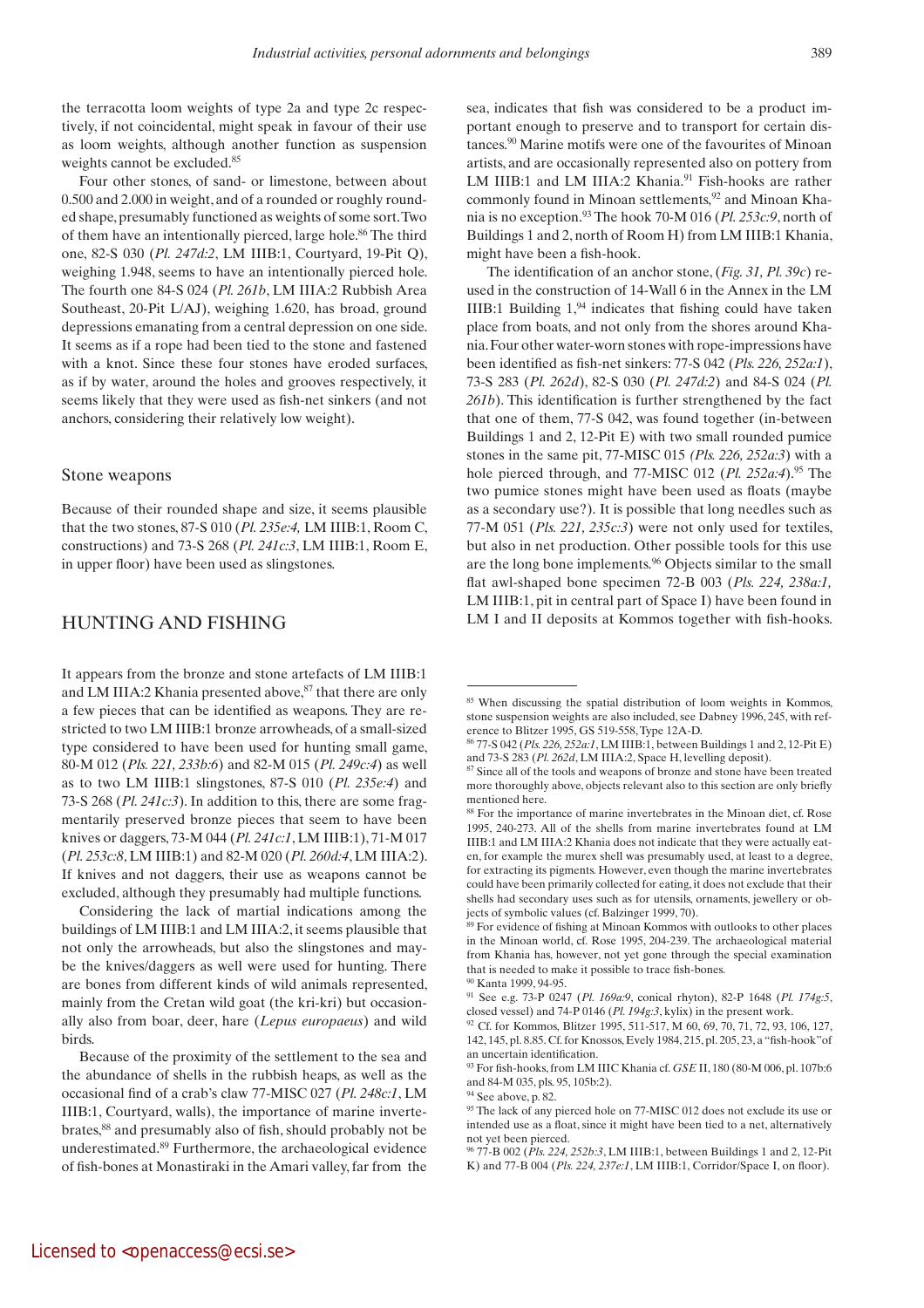the terracotta loom weights of type 2a and type 2c respectively, if not coincidental, might speak in favour of their use as loom weights, although another function as suspension weights cannot be excluded.[85]

Four other stones, of sand- or limestone, between about 0.500 and 2.000 in weight, and of a rounded or roughly rounded shape, presumably functioned as weights of some sort. Two of them have an intentionally pierced, large hole.[86] The third one, 82-S 030 (*Pl. 247d:2*, LM IIIB:1, Courtyard, 19-Pit Q), weighing 1.948, seems to have an intentionally pierced hole. The fourth one 84-S 024 (*Pl. 261b*, LM IIIA:2 Rubbish Area Southeast, 20-Pit L/AJ), weighing 1.620, has broad, ground depressions emanating from a central depression on one side. It seems as if a rope had been tied to the stone and fastened with a knot. Since these four stones have eroded surfaces, as if by water, around the holes and grooves respectively, it seems likely that they were used as fish-net sinkers (and not anchors, considering their relatively low weight).

### Stone weapons

Because of their rounded shape and size, it seems plausible that the two stones, 87-S 010 (*Pl. 235e:4,* LM IIIB:1, Room C, constructions) and 73-S 268 (*Pl. 241c:3*, LM IIIB:1, Room E, in upper floor) have been used as slingstones.

## HUNTING AND FISHING

It appears from the bronze and stone artefacts of LM IIIB:1 and LM IIIA:2 Khania presented above,[87] that there are only a few pieces that can be identified as weapons. They are restricted to two LM IIIB:1 bronze arrowheads, of a small-sized type considered to have been used for hunting small game, 80-M 012 (*Pls. 221, 233b:6*) and 82-M 015 (*Pl. 249c:4*) as well as to two LM IIIB:1 slingstones, 87-S 010 (*Pl. 235e:4*) and 73-S 268 (*Pl. 241c:3*). In addition to this, there are some fragmentarily preserved bronze pieces that seem to have been knives or daggers, 73-M 044 (*Pl. 241c:1*, LM IIIB:1), 71-M 017 (*Pl. 253c:8*, LM IIIB:1) and 82-M 020 (*Pl. 260d:4*, LM IIIA:2). If knives and not daggers, their use as weapons cannot be excluded, although they presumably had multiple functions.

Considering the lack of martial indications among the buildings of LM IIIB:1 and LM IIIA:2, it seems plausible that not only the arrowheads, but also the slingstones and maybe the knives/daggers as well were used for hunting. There are bones from different kinds of wild animals represented, mainly from the Cretan wild goat (the kri-kri) but occasionally also from boar, deer, hare (*Lepus europaeus*) and wild birds.

Because of the proximity of the settlement to the sea and the abundance of shells in the rubbish heaps, as well as the occasional find of a crab's claw 77-MISC 027 (*Pl. 248c:1*, LM IIIB:1, Courtyard, walls), the importance of marine invertebrates,[88] and presumably also of fish, should probably not be underestimated.[89] Furthermore, the archaeological evidence of fish-bones at Monastiraki in the Amari valley, far from the sea, indicates that fish was considered to be a product important enough to preserve and to transport for certain distances.[90] Marine motifs were one of the favourites of Minoan artists, and are occasionally represented also on pottery from LM IIIB:1 and LM IIIA:2 Khania.[91] Fish-hooks are rather commonly found in Minoan settlements,[92] and Minoan Khania is no exception.[93] The hook 70-M 016 (*Pl. 253c:9*, north of Buildings 1 and 2, north of Room H) from LM IIIB:1 Khania, might have been a fish-hook.

The identification of an anchor stone, (*Fig. 31, Pl. 39c*) reused in the construction of 14-Wall 6 in the Annex in the LM IIIB:1 Building 1,[94] indicates that fishing could have taken place from boats, and not only from the shores around Khania. Four other water-worn stones with rope-impressions have been identified as fish-net sinkers: 77-S 042 (*Pls. 226, 252a:1*), 73-S 283 (*Pl. 262d*), 82-S 030 (*Pl. 247d:2*) and 84-S 024 (*Pl. 261b*). This identification is further strengthened by the fact that one of them, 77-S 042, was found together (in-between Buildings 1 and 2, 12-Pit E) with two small rounded pumice stones in the same pit, 77-MISC 015 *(Pls. 226, 252a:3*) with a hole pierced through, and 77-MISC 012 (*Pl. 252a:4*).[95] The two pumice stones might have been used as floats (maybe as a secondary use?). It is possible that long needles such as 77-M 051 (*Pls. 221, 235c:3*) were not only used for textiles, but also in net production. Other possible tools for this use are the long bone implements.[96] Objects similar to the small flat awl-shaped bone specimen 72-B 003 (*Pls. 224, 238a:1,* LM IIIB:1, pit in central part of Space I) have been found in LM I and II deposits at Kommos together with fish-hooks.

---

[85] When discussing the spatial distribution of loom weights in Kommos, stone suspension weights are also included, see Dabney 1996, 245, with reference to Blitzer 1995, GS 519-558, Type 12A-D.

[86] 77-S 042 (*Pls. 226, 252a:1*, LM IIIB:1, between Buildings 1 and 2, 12-Pit E) and 73-S 283 (*Pl. 262d*, LM IIIA:2, Space H, levelling deposit).

[87] Since all of the tools and weapons of bronze and stone have been treated more thoroughly above, objects relevant also to this section are only briefly mentioned here.

[88] For the importance of marine invertebrates in the Minoan diet, cf. Rose 1995, 240-273. All of the shells from marine invertebrates found at LM IIIB:1 and LM IIIA:2 Khania does not indicate that they were actually eaten, for example the murex shell was presumably used, at least to a degree, for extracting its pigments. However, even though the marine invertebrates could have been primarily collected for eating, it does not exclude that their shells had secondary uses such as for utensils, ornaments, jewellery or objects of symbolic values (cf. Balzinger 1999, 70).

[89] For evidence of fishing at Minoan Kommos with outlooks to other places in the Minoan world, cf. Rose 1995, 204-239. The archaeological material from Khania has, however, not yet gone through the special examination that is needed to make it possible to trace fish-bones.

[90] Kanta 1999, 94-95.

[91] See e.g. 73-P 0247 (*Pl. 169a:9*, conical rhyton), 82-P 1648 (*Pl. 174g:5*, closed vessel) and 74-P 0146 (*Pl. 194g:3*, kylix) in the present work.

[92] Cf. for Kommos, Blitzer 1995, 511-517, M 60, 69, 70, 71, 72, 93, 106, 127, 142, 145, pl. 8.85. Cf. for Knossos, Evely 1984, 215, pl. 205, 23, a "fish-hook" of an uncertain identification.

[93] For fish-hooks, from LM IIIC Khania cf. *GSE* II, 180 (80-M 006, pl. 107b:6 and 84-M 035, pls. 95, 105b:2).

[94] See above, p. 82.

[95] The lack of any pierced hole on 77-MISC 012 does not exclude its use or intended use as a float, since it might have been tied to a net, alternatively not yet been pierced.

[96] 77-B 002 (*Pls. 224, 252b:3*, LM IIIB:1, between Buildings 1 and 2, 12-Pit K) and 77-B 004 (*Pls. 224, 237e:1*, LM IIIB:1, Corridor/Space I, on floor).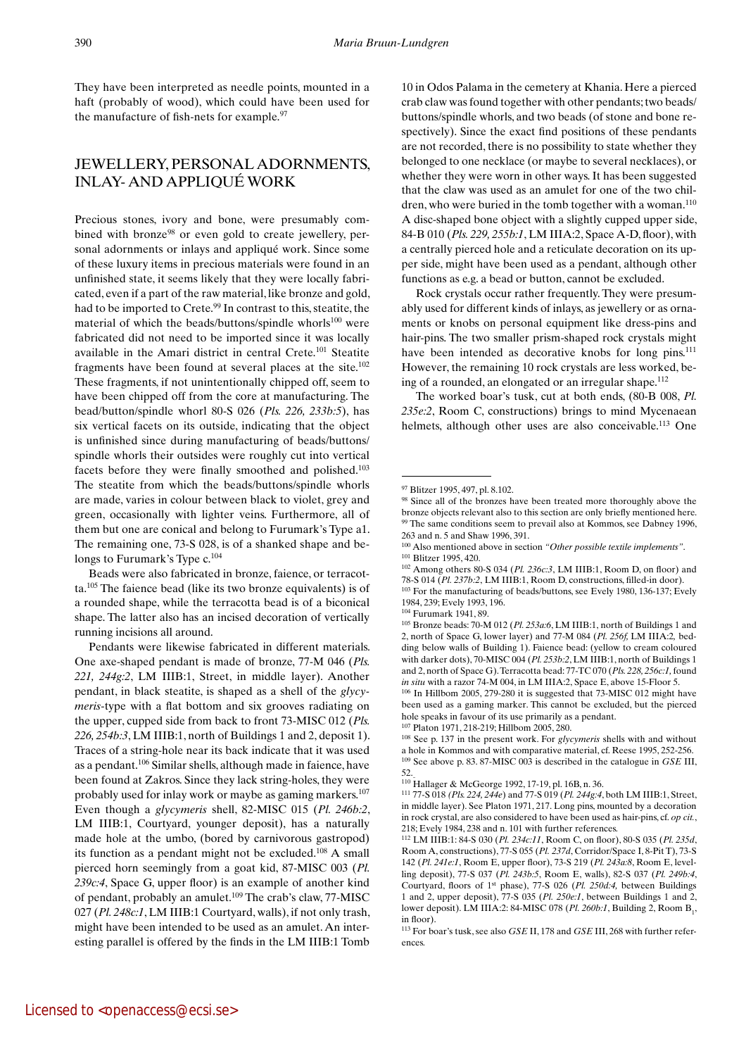They have been interpreted as needle points, mounted in a haft (probably of wood), which could have been used for the manufacture of fish-nets for example.[97]

## JEWELLERY, PERSONAL ADORNMENTS, INLAY- AND APPLIQUÉ WORK

Precious stones, ivory and bone, were presumably combined with bronze[98] or even gold to create jewellery, personal adornments or inlays and appliqué work. Since some of these luxury items in precious materials were found in an unfinished state, it seems likely that they were locally fabricated, even if a part of the raw material, like bronze and gold, had to be imported to Crete.[99] In contrast to this, steatite, the material of which the beads/buttons/spindle whorls[100] were fabricated did not need to be imported since it was locally available in the Amari district in central Crete.[101] Steatite fragments have been found at several places at the site.[102] These fragments, if not unintentionally chipped off, seem to have been chipped off from the core at manufacturing. The bead/button/spindle whorl 80-S 026 (*Pls. 226, 233b:5*), has six vertical facets on its outside, indicating that the object is unfinished since during manufacturing of beads/buttons/spindle whorls their outsides were roughly cut into vertical facets before they were finally smoothed and polished.[103] The steatite from which the beads/buttons/spindle whorls are made, varies in colour between black to violet, grey and green, occasionally with lighter veins. Furthermore, all of them but one are conical and belong to Furumark's Type a1. The remaining one, 73-S 028, is of a shanked shape and belongs to Furumark's Type c.[104]

Beads were also fabricated in bronze, faience, or terracotta.[105] The faience bead (like its two bronze equivalents) is of a rounded shape, while the terracotta bead is of a biconical shape. The latter also has an incised decoration of vertically running incisions all around.

Pendants were likewise fabricated in different materials. One axe-shaped pendant is made of bronze, 77-M 046 (*Pls. 221, 244g:2*, LM IIIB:1, Street, in middle layer). Another pendant, in black steatite, is shaped as a shell of the *glycymeris*-type with a flat bottom and six grooves radiating on the upper, cupped side from back to front 73-MISC 012 (*Pls. 226, 254b:3*, LM IIIB:1, north of Buildings 1 and 2, deposit 1). Traces of a string-hole near its back indicate that it was used as a pendant.[106] Similar shells, although made in faience, have been found at Zakros. Since they lack string-holes, they were probably used for inlay work or maybe as gaming markers.[107] Even though a *glycymeris* shell, 82-MISC 015 (*Pl. 246b:2*, LM IIIB:1, Courtyard, younger deposit), has a naturally made hole at the umbo, (bored by carnivorous gastropod) its function as a pendant might not be excluded.[108] A small pierced horn seemingly from a goat kid, 87-MISC 003 (*Pl. 239c:4*, Space G, upper floor) is an example of another kind of pendant, probably an amulet.[109] The crab's claw, 77-MISC 027 (*Pl. 248c:1*, LM IIIB:1 Courtyard, walls), if not only trash, might have been intended to be used as an amulet. An interesting parallel is offered by the finds in the LM IIIB:1 Tomb 10 in Odos Palama in the cemetery at Khania. Here a pierced crab claw was found together with other pendants; two beads/buttons/spindle whorls, and two beads (of stone and bone respectively). Since the exact find positions of these pendants are not recorded, there is no possibility to state whether they belonged to one necklace (or maybe to several necklaces), or whether they were worn in other ways. It has been suggested that the claw was used as an amulet for one of the two children, who were buried in the tomb together with a woman.[110] A disc-shaped bone object with a slightly cupped upper side, 84-B 010 (*Pls. 229, 255b:1*, LM IIIA:2, Space A-D, floor), with a centrally pierced hole and a reticulate decoration on its upper side, might have been used as a pendant, although other functions as e.g. a bead or button, cannot be excluded.

Rock crystals occur rather frequently. They were presumably used for different kinds of inlays, as jewellery or as ornaments or knobs on personal equipment like dress-pins and hair-pins. The two smaller prism-shaped rock crystals might have been intended as decorative knobs for long pins.[111] However, the remaining 10 rock crystals are less worked, being of a rounded, an elongated or an irregular shape.[112]

The worked boar's tusk, cut at both ends, (80-B 008, *Pl. 235e:2*, Room C, constructions) brings to mind Mycenaean helmets, although other uses are also conceivable.[113] One

---

[97] Blitzer 1995, 497, pl. 8.102.

[98] Since all of the bronzes have been treated more thoroughly above the bronze objects relevant also to this section are only briefly mentioned here.

[99] The same conditions seem to prevail also at Kommos, see Dabney 1996, 263 and n. 5 and Shaw 1996, 391.

[100] Also mentioned above in section *"Other possible textile implements"*.

[101] Blitzer 1995, 420.

[102] Among others 80-S 034 (*Pl. 236c:3*, LM IIIB:1, Room D, on floor) and 78-S 014 (*Pl. 237b:2*, LM IIIB:1, Room D, constructions, filled-in door).

[103] For the manufacturing of beads/buttons, see Evely 1980, 136-137; Evely 1984, 239; Evely 1993, 196.

[104] Furumark 1941, 89.

[105] Bronze beads: 70-M 012 (*Pl. 253a:6*, LM IIIB:1, north of Buildings 1 and 2, north of Space G, lower layer) and 77-M 084 (*Pl. 256f*, LM IIIA:2, bedding below walls of Building 1). Faience bead: (yellow to cream coloured with darker dots), 70-MISC 004 (*Pl. 253b:2*, LM IIIB:1, north of Buildings 1 and 2, north of Space G). Terracotta bead: 77-TC 070 (*Pls. 228, 256c:1*, found *in situ* with a razor 74-M 004, in LM IIIA:2, Space E, above 15-Floor 5.

[106] In Hillbom 2005, 279-280 it is suggested that 73-MISC 012 might have been used as a gaming marker. This cannot be excluded, but the pierced hole speaks in favour of its use primarily as a pendant.

[107] Platon 1971, 218-219; Hillbom 2005, 280.

[108] See p. 137 in the present work. For *glycymeris* shells with and without a hole in Kommos and with comparative material, cf. Reese 1995, 252-256.

[109] See above p. 83. 87-MISC 003 is described in the catalogue in *GSE* III, 52.

[110] Hallager & McGeorge 1992, 17-19, pl. 16B, n. 36.

[111] 77-S 018 *(Pls. 224, 244e)* and 77-S 019 (*Pl. 244g:4*, both LM IIIB:1, Street, in middle layer). See Platon 1971, 217. Long pins, mounted by a decoration in rock crystal, are also considered to have been used as hair-pins, cf. *op cit.*, 218; Evely 1984, 238 and n. 101 with further references.

[112] LM IIIB:1: 84-S 030 (*Pl. 234c:11*, Room C, on floor), 80-S 035 (*Pl. 235d*, Room A, constructions), 77-S 055 (*Pl. 237d*, Corridor/Space I, 8-Pit T), 73-S 142 (*Pl. 241e:1*, Room E, upper floor), 73-S 219 (*Pl. 243a:8*, Room E, levelling deposit), 77-S 037 (*Pl. 243b:5*, Room E, walls), 82-S 037 (*Pl. 249b:4*, Courtyard, floors of 1st phase), 77-S 026 (*Pl. 250d:4,* between Buildings 1 and 2, upper deposit), 77-S 035 (*Pl. 250e:1*, between Buildings 1 and 2, lower deposit). LM IIIA:2: 84-MISC 078 (*Pl. 260b:1*, Building 2, Room $B_1$, in floor).

[113] For boar's tusk, see also *GSE* II, 178 and *GSE* III, 268 with further references.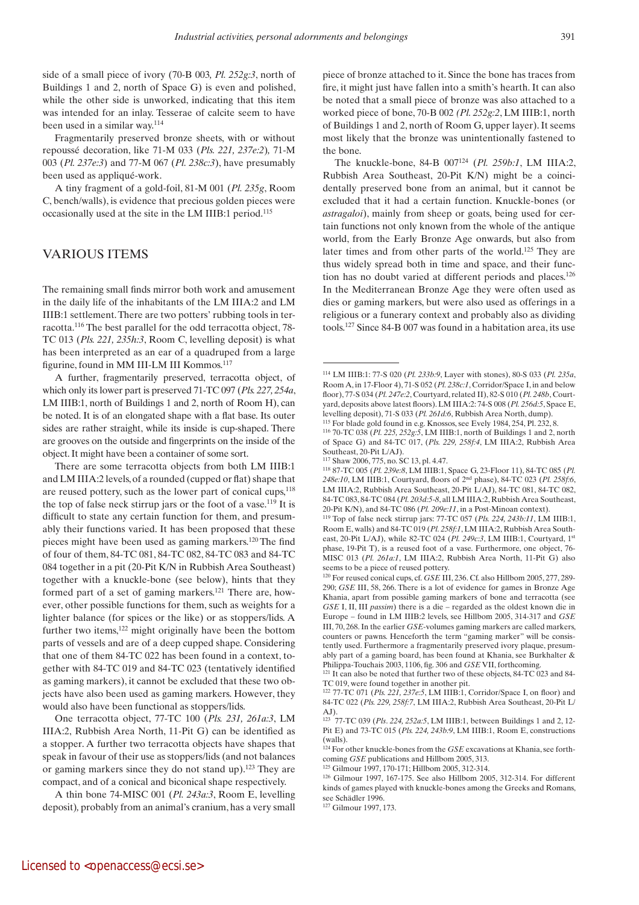side of a small piece of ivory (70-B 003, *Pl. 252g:3*, north of Buildings 1 and 2, north of Space G) is even and polished, while the other side is unworked, indicating that this item was intended for an inlay. Tesserae of calcite seem to have been used in a similar way.[114]

Fragmentarily preserved bronze sheets, with or without repoussé decoration, like 71-M 033 (*Pls. 221, 237e:2*), 71-M 003 (*Pl. 237e:3*) and 77-M 067 (*Pl. 238c:3*), have presumably been used as appliqué-work.

A tiny fragment of a gold-foil, 81-M 001 (*Pl. 235g*, Room C, bench/walls), is evidence that precious golden pieces were occasionally used at the site in the LM IIIB:1 period.[115]

## VARIOUS ITEMS

The remaining small finds mirror both work and amusement in the daily life of the inhabitants of the LM IIIA:2 and LM IIIB:1 settlement. There are two potters' rubbing tools in terracotta.[116] The best parallel for the odd terracotta object, 78-TC 013 (*Pls. 221, 235h:3*, Room C, levelling deposit) is what has been interpreted as an ear of a quadruped from a large figurine, found in MM III-LM III Kommos.[117]

A further, fragmentarily preserved, terracotta object, of which only its lower part is preserved 71-TC 097 (*Pls. 227, 254a*, LM IIIB:1, north of Buildings 1 and 2, north of Room H), can be noted. It is of an elongated shape with a flat base. Its outer sides are rather straight, while its inside is cup-shaped. There are grooves on the outside and fingerprints on the inside of the object. It might have been a container of some sort.

There are some terracotta objects from both LM IIIB:1 and LM IIIA:2 levels, of a rounded (cupped or flat) shape that are reused pottery, such as the lower part of conical cups,[118] the top of false neck stirrup jars or the foot of a vase.[119] It is difficult to state any certain function for them, and presumably their functions varied. It has been proposed that these pieces might have been used as gaming markers.[120] The find of four of them, 84-TC 081, 84-TC 082, 84-TC 083 and 84-TC 084 together in a pit (20-Pit K/N in Rubbish Area Southeast) together with a knuckle-bone (see below), hints that they formed part of a set of gaming markers.[121] There are, however, other possible functions for them, such as weights for a lighter balance (for spices or the like) or as stoppers/lids. A further two items,[122] might originally have been the bottom parts of vessels and are of a deep cupped shape. Considering that one of them 84-TC 022 has been found in a context, together with 84-TC 019 and 84-TC 023 (tentatively identified as gaming markers), it cannot be excluded that these two objects have also been used as gaming markers. However, they would also have been functional as stoppers/lids.

One terracotta object, 77-TC 100 (*Pls. 231, 261a:3*, LM IIIA:2, Rubbish Area North, 11-Pit G) can be identified as a stopper. A further two terracotta objects have shapes that speak in favour of their use as stoppers/lids (and not balances or gaming markers since they do not stand up).[123] They are compact, and of a conical and biconical shape respectively.

A thin bone 74-MISC 001 (*Pl. 243a:3*, Room E, levelling deposit), probably from an animal's cranium, has a very small piece of bronze attached to it. Since the bone has traces from fire, it might just have fallen into a smith's hearth. It can also be noted that a small piece of bronze was also attached to a worked piece of bone, 70-B 002 *(Pl. 252g:2*, LM IIIB:1, north of Buildings 1 and 2, north of Room G, upper layer). It seems most likely that the bronze was unintentionally fastened to the bone.

The knuckle-bone, 84-B 007[124] (*Pl. 259b:1*, LM IIIA:2, Rubbish Area Southeast, 20-Pit K/N) might be a coincidentally preserved bone from an animal, but it cannot be excluded that it had a certain function. Knuckle-bones (or *astragaloi*), mainly from sheep or goats, being used for certain functions not only known from the whole of the antique world, from the Early Bronze Age onwards, but also from later times and from other parts of the world.[125] They are thus widely spread both in time and space, and their function has no doubt varied at different periods and places.[126] In the Mediterranean Bronze Age they were often used as dies or gaming markers, but were also used as offerings in a religious or a funerary context and probably also as dividing tools.[127] Since 84-B 007 was found in a habitation area, its use

---

[114] LM IIIB:1: 77-S 020 (*Pl. 233b:9*, Layer with stones), 80-S 033 (*Pl. 235a*, Room A, in 17-Floor 4), 71-S 052 (*Pl. 238c:1*, Corridor/Space I, in and below floor), 77-S 034 (*Pl. 247e:2*, Courtyard, related II), 82-S 010 (*Pl. 248b*, Courtyard, deposits above latest floors). LM IIIA:2: 74-S 008 (*Pl. 256d:5*, Space E, levelling deposit), 71-S 033 (*Pl. 261d:6*, Rubbish Area North, dump).

[115] For blade gold found in e.g. Knossos, see Evely 1984, 254, Pl. 232, 8.

[116] 70-TC 038 (*Pls. 225, 252g:5*, LM IIIB:1, north of Buildings 1 and 2, north of Space G) and 84-TC 017, (*Pls. 229, 258f:4*, LM IIIA:2, Rubbish Area Southeast, 20-Pit L/AJ).

[117] Shaw 2006, 775, no. SC 13, pl. 4.47.

[118] 87-TC 005 (*Pl. 239e:8*, LM IIIB:1, Space G, 23-Floor 11), 84-TC 085 (*Pl. 248e:10*, LM IIIB:1, Courtyard, floors of 2nd phase), 84-TC 023 (*Pl. 258f:6*, LM IIIA:2, Rubbish Area Southeast, 20-Pit L/AJ), 84-TC 081, 84-TC 082, 84-TC 083, 84-TC 084 (*Pl. 203d:5-8*, all LM IIIA:2, Rubbish Area Southeast, 20-Pit K/N), and 84-TC 086 (*Pl. 209e:11*, in a Post-Minoan context).

[119] Top of false neck stirrup jars: 77-TC 057 (*Pls. 224, 243b:11*, LM IIIB:1, Room E, walls) and 84-TC 019 (*Pl. 258f:1*, LM IIIA:2, Rubbish Area Southeast, 20-Pit L/AJ), while 82-TC 024 (*Pl. 249c:3*, LM IIIB:1, Courtyard, 1st phase, 19-Pit T), is a reused foot of a vase. Furthermore, one object, 76-MISC 013 (*Pl. 261a:1*, LM IIIA:2, Rubbish Area North, 11-Pit G) also seems to be a piece of reused pottery.

[120] For reused conical cups, cf. *GSE* III, 236. Cf. also Hillbom 2005, 277, 289-290; *GSE* III, 58, 266. There is a lot of evidence for games in Bronze Age Khania, apart from possible gaming markers of bone and terracotta (see *GSE* I, II, III *passim*) there is a die – regarded as the oldest known die in Europe – found in LM IIIB:2 levels, see Hillbom 2005, 314-317 and *GSE* III, 70, 268. In the earlier *GSE*-volumes gaming markers are called markers, counters or pawns. Henceforth the term "gaming marker" will be consistently used. Furthermore a fragmentarily preserved ivory plaque, presumably part of a gaming board, has been found at Khania, see Burkhalter & Philippa-Touchais 2003, 1106, fig. 306 and *GSE* VII, forthcoming.

[121] It can also be noted that further two of these objects, 84-TC 023 and 84-TC 019, were found together in another pit.

[122] 77-TC 071 (*Pls. 221, 237e:5*, LM IIIB:1, Corridor/Space I, on floor) and 84-TC 022 (*Pls. 229, 258f:7*, LM IIIA:2, Rubbish Area Southeast, 20-Pit L/AJ).

[123] 77-TC 039 (*Pls. 224, 252a:5*, LM IIIB:1, between Buildings 1 and 2, 12-Pit E) and 73-TC 015 (*Pls. 224, 243b:9*, LM IIIB:1, Room E, constructions (walls).

[124] For other knuckle-bones from the *GSE* excavations at Khania, see forthcoming *GSE* publications and Hillbom 2005, 313.

[125] Gilmour 1997, 170-171; Hillbom 2005, 312-314.

[126] Gilmour 1997, 167-175. See also Hillbom 2005, 312-314. For different kinds of games played with knuckle-bones among the Greeks and Romans, see Schädler 1996.

[127] Gilmour 1997, 173.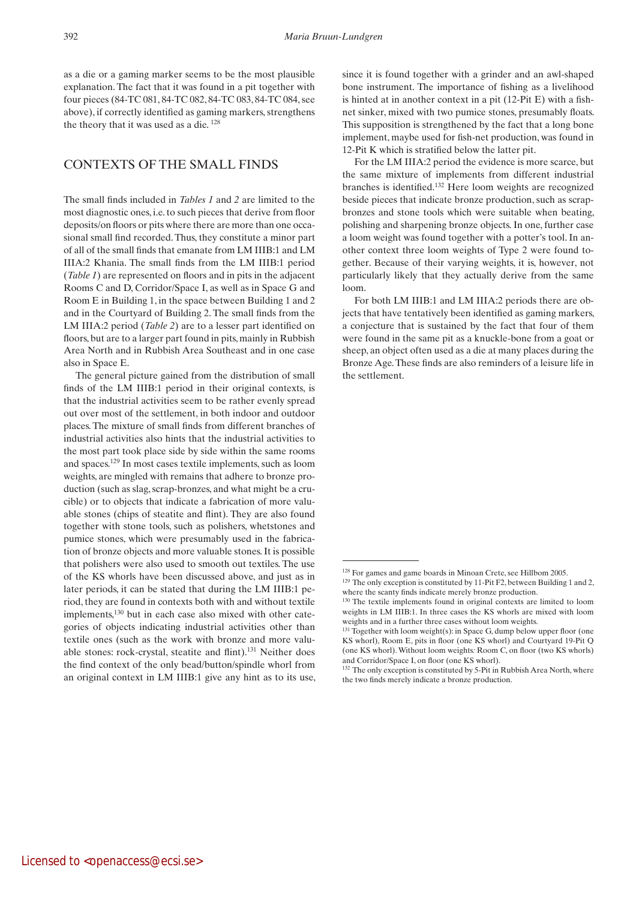as a die or a gaming marker seems to be the most plausible explanation. The fact that it was found in a pit together with four pieces (84-TC 081, 84-TC 082, 84-TC 083, 84-TC 084, see above), if correctly identified as gaming markers, strengthens the theory that it was used as a die. [128]

## CONTEXTS OF THE SMALL FINDS

The small finds included in *Tables 1* and *2* are limited to the most diagnostic ones, i.e. to such pieces that derive from floor deposits/on floors or pits where there are more than one occasional small find recorded. Thus, they constitute a minor part of all of the small finds that emanate from LM IIIB:1 and LM IIIA:2 Khania. The small finds from the LM IIIB:1 period (*Table 1*) are represented on floors and in pits in the adjacent Rooms C and D, Corridor/Space I, as well as in Space G and Room E in Building 1, in the space between Building 1 and 2 and in the Courtyard of Building 2. The small finds from the LM IIIA:2 period (*Table 2*) are to a lesser part identified on floors, but are to a larger part found in pits, mainly in Rubbish Area North and in Rubbish Area Southeast and in one case also in Space E.

The general picture gained from the distribution of small finds of the LM IIIB:1 period in their original contexts, is that the industrial activities seem to be rather evenly spread out over most of the settlement, in both indoor and outdoor places. The mixture of small finds from different branches of industrial activities also hints that the industrial activities to the most part took place side by side within the same rooms and spaces.[129] In most cases textile implements, such as loom weights, are mingled with remains that adhere to bronze production (such as slag, scrap-bronzes, and what might be a crucible) or to objects that indicate a fabrication of more valuable stones (chips of steatite and flint). They are also found together with stone tools, such as polishers, whetstones and pumice stones, which were presumably used in the fabrication of bronze objects and more valuable stones. It is possible that polishers were also used to smooth out textiles. The use of the KS whorls have been discussed above, and just as in later periods, it can be stated that during the LM IIIB:1 period, they are found in contexts both with and without textile implements,[130] but in each case also mixed with other categories of objects indicating industrial activities other than textile ones (such as the work with bronze and more valuable stones: rock-crystal, steatite and flint).[131] Neither does the find context of the only bead/button/spindle whorl from an original context in LM IIIB:1 give any hint as to its use, since it is found together with a grinder and an awl-shaped bone instrument. The importance of fishing as a livelihood is hinted at in another context in a pit (12-Pit E) with a fish-net sinker, mixed with two pumice stones, presumably floats. This supposition is strengthened by the fact that a long bone implement, maybe used for fish-net production, was found in 12-Pit K which is stratified below the latter pit.

For the LM IIIA:2 period the evidence is more scarce, but the same mixture of implements from different industrial branches is identified.[132] Here loom weights are recognized beside pieces that indicate bronze production, such as scrap-bronzes and stone tools which were suitable when beating, polishing and sharpening bronze objects. In one, further case a loom weight was found together with a potter's tool. In another context three loom weights of Type 2 were found together. Because of their varying weights, it is, however, not particularly likely that they actually derive from the same loom.

For both LM IIIB:1 and LM IIIA:2 periods there are objects that have tentatively been identified as gaming markers, a conjecture that is sustained by the fact that four of them were found in the same pit as a knuckle-bone from a goat or sheep, an object often used as a die at many places during the Bronze Age. These finds are also reminders of a leisure life in the settlement.

---

[128] For games and game boards in Minoan Crete, see Hillbom 2005.

[129] The only exception is constituted by 11-Pit F2, between Building 1 and 2, where the scanty finds indicate merely bronze production.

[130] The textile implements found in original contexts are limited to loom weights in LM IIIB:1. In three cases the KS whorls are mixed with loom weights and in a further three cases without loom weights.

[131] Together with loom weight(s): in Space G, dump below upper floor (one KS whorl), Room E, pits in floor (one KS whorl) and Courtyard 19-Pit Q (one KS whorl). Without loom weights*:* Room C, on floor (two KS whorls) and Corridor/Space I, on floor (one KS whorl).

[132] The only exception is constituted by 5-Pit in Rubbish Area North, where the two finds merely indicate a bronze production.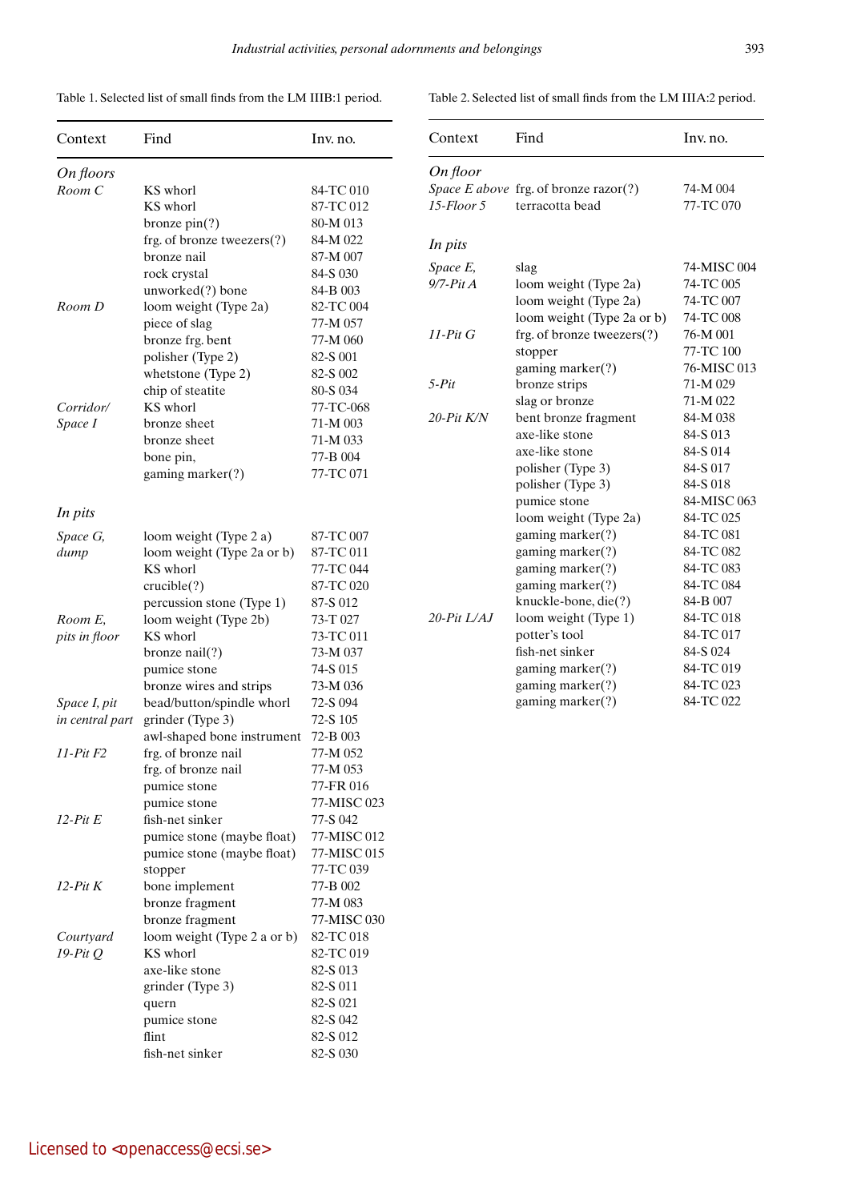Table 1. Selected list of small finds from the LM IIIB:1 period.

| Context | Find | Inv. no. |
|---|---|---|
| *On floors* | | |
| *Room C* | KS whorl | 84-TC 010 |
| | KS whorl | 87-TC 012 |
| | bronze pin(?) | 80-M 013 |
| | frg. of bronze tweezers(?) | 84-M 022 |
| | bronze nail | 87-M 007 |
| | rock crystal | 84-S 030 |
| | unworked(?) bone | 84-B 003 |
| *Room D* | loom weight (Type 2a) | 82-TC 004 |
| | piece of slag | 77-M 057 |
| | bronze frg. bent | 77-M 060 |
| | polisher (Type 2) | 82-S 001 |
| | whetstone (Type 2) | 82-S 002 |
| | chip of steatite | 80-S 034 |
| *Corridor/ Space I* | KS whorl | 77-TC-068 |
| | bronze sheet | 71-M 003 |
| | bronze sheet | 71-M 033 |
| | bone pin, | 77-B 004 |
| | gaming marker(?) | 77-TC 071 |
| *In pits* | | |
| *Space G, dump* | loom weight (Type 2 a) | 87-TC 007 |
| | loom weight (Type 2a or b) | 87-TC 011 |
| | KS whorl | 77-TC 044 |
| | crucible(?) | 87-TC 020 |
| | percussion stone (Type 1) | 87-S 012 |
| *Room E, pits in floor* | loom weight (Type 2b) | 73-T 027 |
| | KS whorl | 73-TC 011 |
| | bronze nail(?) | 73-M 037 |
| | pumice stone | 74-S 015 |
| | bronze wires and strips | 73-M 036 |
| *Space I, pit in central part* | bead/button/spindle whorl | 72-S 094 |
| | grinder (Type 3) | 72-S 105 |
| | awl-shaped bone instrument | 72-B 003 |
| *11-Pit F2* | frg. of bronze nail | 77-M 052 |
| | frg. of bronze nail | 77-M 053 |
| | pumice stone | 77-FR 016 |
| | pumice stone | 77-MISC 023 |
| *12-Pit E* | fish-net sinker | 77-S 042 |
| | pumice stone (maybe float) | 77-MISC 012 |
| | pumice stone (maybe float) | 77-MISC 015 |
| | stopper | 77-TC 039 |
| *12-Pit K* | bone implement | 77-B 002 |
| | bronze fragment | 77-M 083 |
| | bronze fragment | 77-MISC 030 |
| *Courtyard 19-Pit Q* | loom weight (Type 2 a or b) | 82-TC 018 |
| | KS whorl | 82-TC 019 |
| | axe-like stone | 82-S 013 |
| | grinder (Type 3) | 82-S 011 |
| | quern | 82-S 021 |
| | pumice stone | 82-S 042 |
| | flint | 82-S 012 |
| | fish-net sinker | 82-S 030 |

Table 2. Selected list of small finds from the LM IIIA:2 period.

| Context | Find | Inv. no. |
|---|---|---|
| *On floor* | | |
| *Space E above 15-Floor 5* | frg. of bronze razor(?) | 74-M 004 |
| | terracotta bead | 77-TC 070 |
| *In pits* | | |
| *Space E, 9/7-Pit A* | slag | 74-MISC 004 |
| | loom weight (Type 2a) | 74-TC 005 |
| | loom weight (Type 2a) | 74-TC 007 |
| | loom weight (Type 2a or b) | 74-TC 008 |
| *11-Pit G* | frg. of bronze tweezers(?) | 76-M 001 |
| | stopper | 77-TC 100 |
| | gaming marker(?) | 76-MISC 013 |
| *5-Pit* | bronze strips | 71-M 029 |
| | slag or bronze | 71-M 022 |
| *20-Pit K/N* | bent bronze fragment | 84-M 038 |
| | axe-like stone | 84-S 013 |
| | axe-like stone | 84-S 014 |
| | polisher (Type 3) | 84-S 017 |
| | polisher (Type 3) | 84-S 018 |
| | pumice stone | 84-MISC 063 |
| | loom weight (Type 2a) | 84-TC 025 |
| | gaming marker(?) | 84-TC 081 |
| | gaming marker(?) | 84-TC 082 |
| | gaming marker(?) | 84-TC 083 |
| | gaming marker(?) | 84-TC 084 |
| | knuckle-bone, die(?) | 84-B 007 |
| *20-Pit L/AJ* | loom weight (Type 1) | 84-TC 018 |
| | potter's tool | 84-TC 017 |
| | fish-net sinker | 84-S 024 |
| | gaming marker(?) | 84-TC 019 |
| | gaming marker(?) | 84-TC 023 |
| | gaming marker(?) | 84-TC 022 |